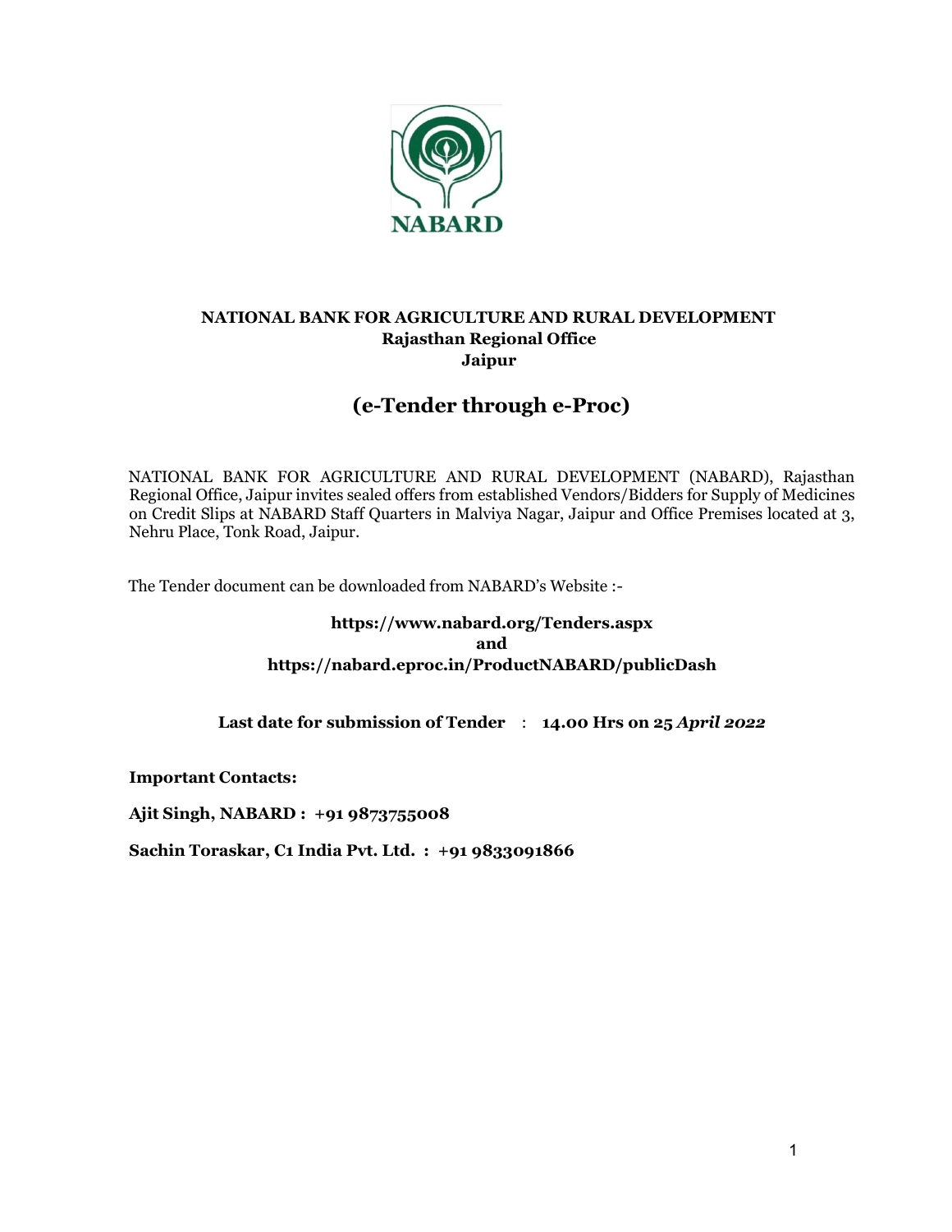NABARD

# NATIONAL BANK FOR AGRICULTURE AND RURAL DEVELOPMENT
## Rajasthan Regional Office
## Jaipur

# (e-Tender through e-Proc)

NATIONAL BANK FOR AGRICULTURE AND RURAL DEVELOPMENT (NABARD), Rajasthan Regional Office, Jaipur invites sealed offers from established Vendors/Bidders for Supply of Medicines on Credit Slips at NABARD Staff Quarters in Malviya Nagar, Jaipur and Office Premises located at 3, Nehru Place, Tonk Road, Jaipur.

The Tender document can be downloaded from NABARD's Website :-

**https://www.nabard.org/Tenders.aspx**
**and**
**https://nabard.eproc.in/ProductNABARD/publicDash**

**Last date for submission of Tender : 14.00 Hrs on 25 *April 2022***

**Important Contacts:**

**Ajit Singh, NABARD : +91 9873755008**

**Sachin Toraskar, C1 India Pvt. Ltd. : +91 9833091866**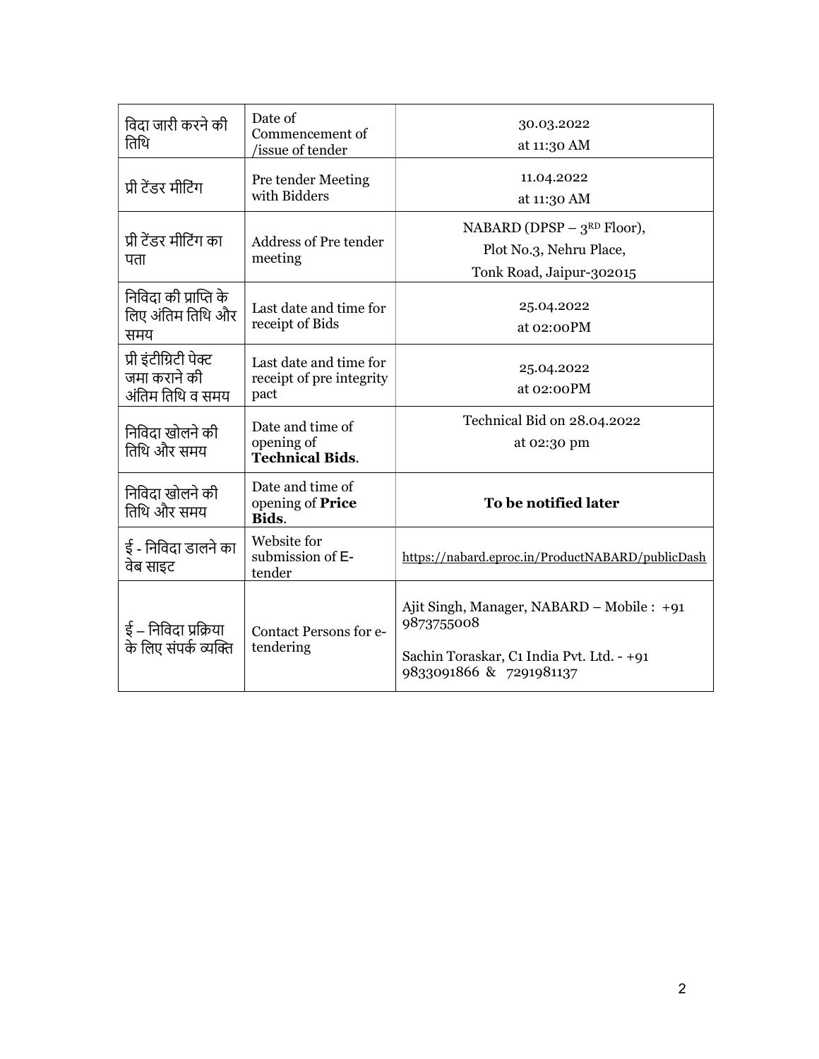| विदा जारी करने की तिथि | Date of Commencement of /issue of tender | 30.03.2022 at 11:30 AM |
|---|---|---|
| प्री टेंडर मीटिंग | Pre tender Meeting with Bidders | 11.04.2022 at 11:30 AM |
| प्री टेंडर मीटिंग का पता | Address of Pre tender meeting | NABARD (DPSP – 3[RD] Floor), Plot No.3, Nehru Place, Tonk Road, Jaipur-302015 |
| निविदा की प्राप्ति के लिए अंतिम तिथि और समय | Last date and time for receipt of Bids | 25.04.2022 at 02:00PM |
| प्री इंटीग्रिटी पेक्ट जमा कराने की अंतिम तिथि व समय | Last date and time for receipt of pre integrity pact | 25.04.2022 at 02:00PM |
| निविदा खोलने की तिथि और समय | Date and time of opening of **Technical Bids**. | Technical Bid on 28.04.2022 at 02:30 pm |
| निविदा खोलने की तिथि और समय | Date and time of opening of **Price Bids**. | **To be notified later** |
| ई - निविदा डालने का वेब साइट | Website for submission of E-tender | https://nabard.eproc.in/ProductNABARD/publicDash |
| ई – निविदा प्रक्रिया के लिए संपर्क व्यक्ति | Contact Persons for e-tendering | Ajit Singh, Manager, NABARD – Mobile : +91 9873755008<br><br>Sachin Toraskar, C1 India Pvt. Ltd. - +91 9833091866 & 7291981137 |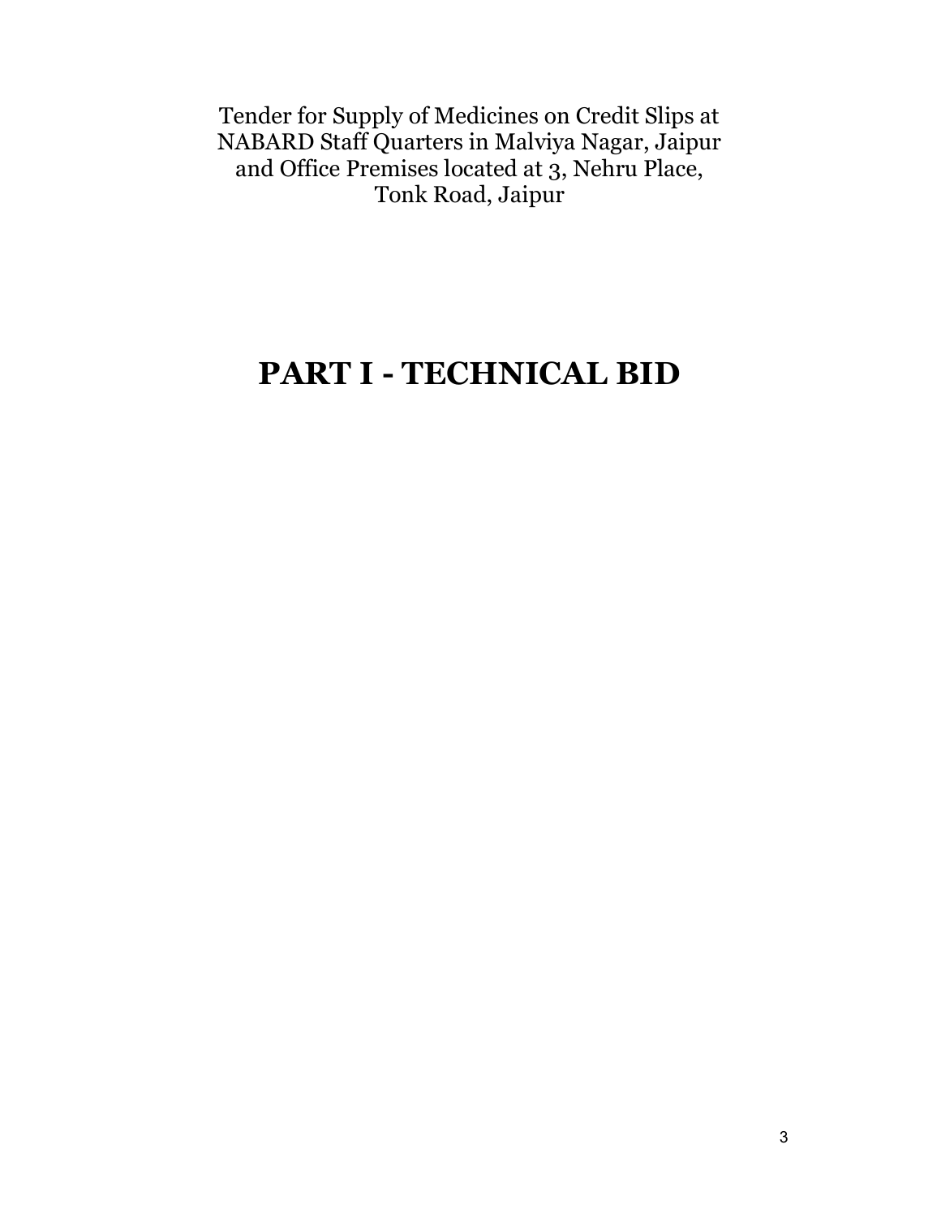Tender for Supply of Medicines on Credit Slips at NABARD Staff Quarters in Malviya Nagar, Jaipur and Office Premises located at 3, Nehru Place, Tonk Road, Jaipur

# PART I - TECHNICAL BID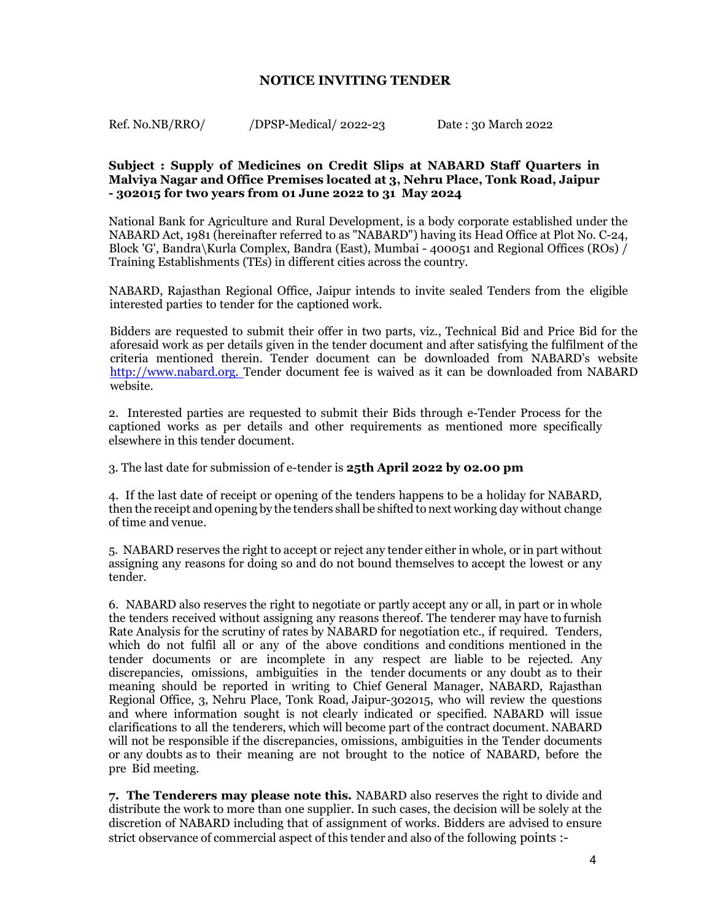# NOTICE INVITING TENDER

Ref. No.NB/RRO/ /DPSP-Medical/ 2022-23 Date : 30 March 2022

**Subject : Supply of Medicines on Credit Slips at NABARD Staff Quarters in Malviya Nagar and Office Premises located at 3, Nehru Place, Tonk Road, Jaipur - 302015 for two years from 01 June 2022 to 31 May 2024**

National Bank for Agriculture and Rural Development, is a body corporate established under the NABARD Act, 1981 (hereinafter referred to as "NABARD") having its Head Office at Plot No. C-24, Block 'G', Bandra\Kurla Complex, Bandra (East), Mumbai - 400051 and Regional Offices (ROs) / Training Establishments (TEs) in different cities across the country.

NABARD, Rajasthan Regional Office, Jaipur intends to invite sealed Tenders from the eligible interested parties to tender for the captioned work.

Bidders are requested to submit their offer in two parts, viz., Technical Bid and Price Bid for the aforesaid work as per details given in the tender document and after satisfying the fulfilment of the criteria mentioned therein. Tender document can be downloaded from NABARD's website http://www.nabard.org. Tender document fee is waived as it can be downloaded from NABARD website.

2. Interested parties are requested to submit their Bids through e-Tender Process for the captioned works as per details and other requirements as mentioned more specifically elsewhere in this tender document.

3. The last date for submission of e-tender is **25th April 2022 by 02.00 pm**

4. If the last date of receipt or opening of the tenders happens to be a holiday for NABARD, then the receipt and opening by the tenders shall be shifted to next working day without change of time and venue.

5. NABARD reserves the right to accept or reject any tender either in whole, or in part without assigning any reasons for doing so and do not bound themselves to accept the lowest or any tender.

6. NABARD also reserves the right to negotiate or partly accept any or all, in part or in whole the tenders received without assigning any reasons thereof. The tenderer may have to furnish Rate Analysis for the scrutiny of rates by NABARD for negotiation etc., if required. Tenders, which do not fulfil all or any of the above conditions and conditions mentioned in the tender documents or are incomplete in any respect are liable to be rejected. Any discrepancies, omissions, ambiguities in the tender documents or any doubt as to their meaning should be reported in writing to Chief General Manager, NABARD, Rajasthan Regional Office, 3, Nehru Place, Tonk Road, Jaipur-302015, who will review the questions and where information sought is not clearly indicated or specified. NABARD will issue clarifications to all the tenderers, which will become part of the contract document. NABARD will not be responsible if the discrepancies, omissions, ambiguities in the Tender documents or any doubts as to their meaning are not brought to the notice of NABARD, before the pre Bid meeting.

**7. The Tenderers may please note this.** NABARD also reserves the right to divide and distribute the work to more than one supplier. In such cases, the decision will be solely at the discretion of NABARD including that of assignment of works. Bidders are advised to ensure strict observance of commercial aspect of this tender and also of the following points :-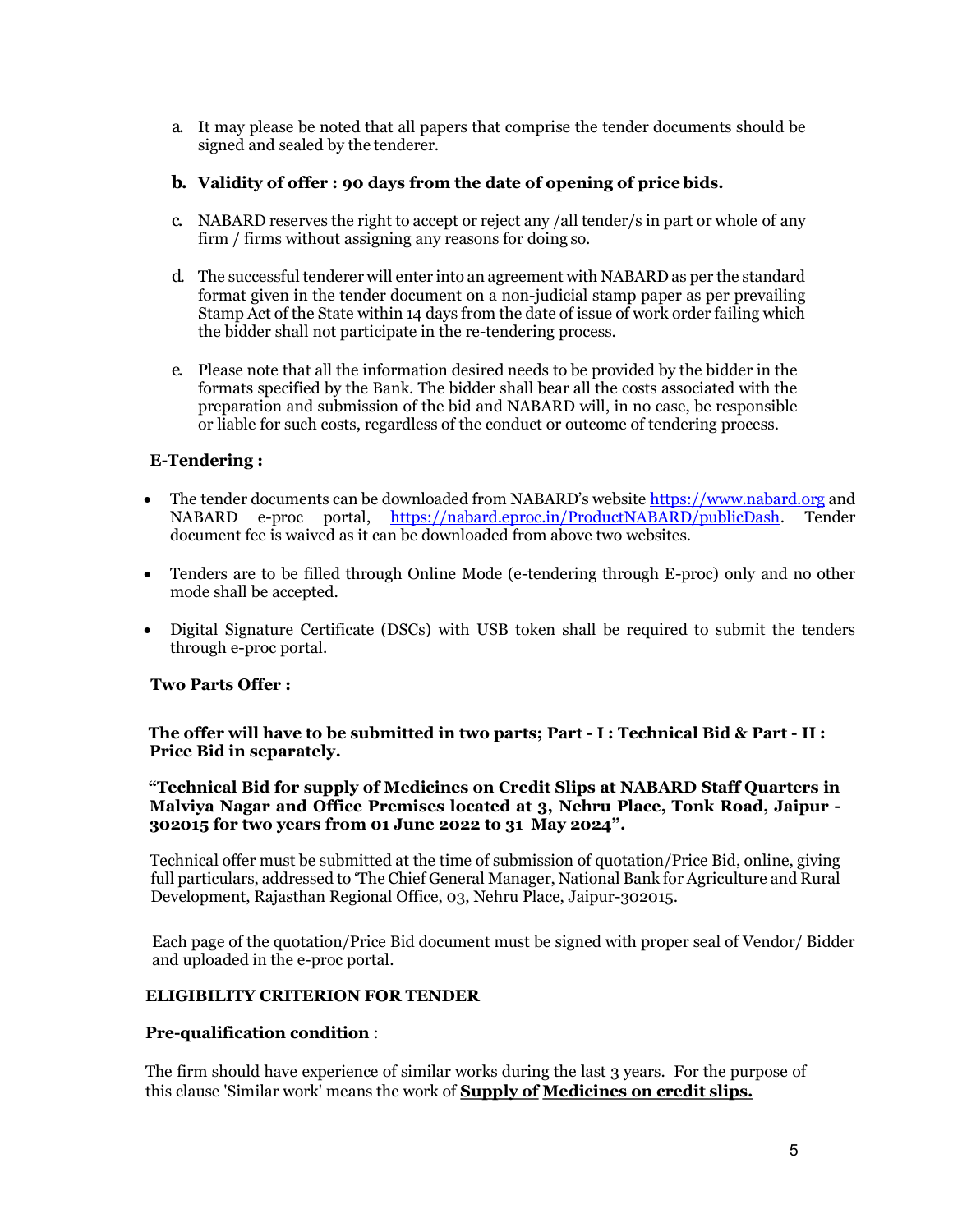a. It may please be noted that all papers that comprise the tender documents should be signed and sealed by the tenderer.

**b. Validity of offer : 90 days from the date of opening of price bids.**

c. NABARD reserves the right to accept or reject any /all tender/s in part or whole of any firm / firms without assigning any reasons for doing so.

d. The successful tenderer will enter into an agreement with NABARD as per the standard format given in the tender document on a non-judicial stamp paper as per prevailing Stamp Act of the State within 14 days from the date of issue of work order failing which the bidder shall not participate in the re-tendering process.

e. Please note that all the information desired needs to be provided by the bidder in the formats specified by the Bank. The bidder shall bear all the costs associated with the preparation and submission of the bid and NABARD will, in no case, be responsible or liable for such costs, regardless of the conduct or outcome of tendering process.

**E-Tendering :**

- The tender documents can be downloaded from NABARD's website [https://www.nabard.org](https://www.nabard.org) and NABARD e-proc portal, [https://nabard.eproc.in/ProductNABARD/publicDash](https://nabard.eproc.in/ProductNABARD/publicDash). Tender document fee is waived as it can be downloaded from above two websites.
- Tenders are to be filled through Online Mode (e-tendering through E-proc) only and no other mode shall be accepted.
- Digital Signature Certificate (DSCs) with USB token shall be required to submit the tenders through e-proc portal.

**Two Parts Offer :**

**The offer will have to be submitted in two parts; Part - I : Technical Bid & Part - II : Price Bid in separately.**

**"Technical Bid for supply of Medicines on Credit Slips at NABARD Staff Quarters in Malviya Nagar and Office Premises located at 3, Nehru Place, Tonk Road, Jaipur - 302015 for two years from 01 June 2022 to 31 May 2024".**

Technical offer must be submitted at the time of submission of quotation/Price Bid, online, giving full particulars, addressed to 'The Chief General Manager, National Bank for Agriculture and Rural Development, Rajasthan Regional Office, 03, Nehru Place, Jaipur-302015.

Each page of the quotation/Price Bid document must be signed with proper seal of Vendor/ Bidder and uploaded in the e-proc portal.

**ELIGIBILITY CRITERION FOR TENDER**

**Pre-qualification condition** :

The firm should have experience of similar works during the last 3 years. For the purpose of this clause 'Similar work' means the work of **Supply of Medicines on credit slips.**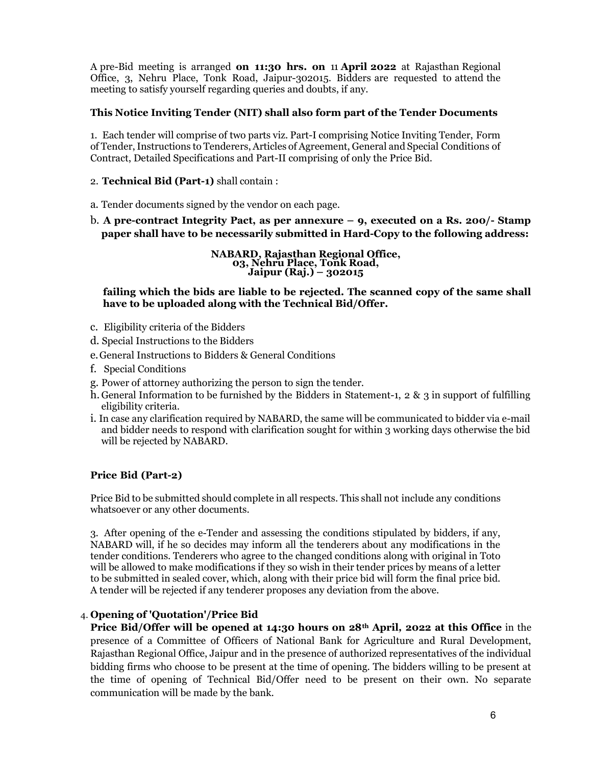A pre-Bid meeting is arranged **on 11:30 hrs. on** 11 **April 2022** at Rajasthan Regional Office, 3, Nehru Place, Tonk Road, Jaipur-302015. Bidders are requested to attend the meeting to satisfy yourself regarding queries and doubts, if any.

**This Notice Inviting Tender (NIT) shall also form part of the Tender Documents**

1. Each tender will comprise of two parts viz. Part-I comprising Notice Inviting Tender, Form of Tender, Instructions to Tenderers, Articles of Agreement, General and Special Conditions of Contract, Detailed Specifications and Part-II comprising of only the Price Bid.

2. **Technical Bid (Part-1)** shall contain :

a. Tender documents signed by the vendor on each page.

b. **A pre-contract Integrity Pact, as per annexure – 9, executed on a Rs. 200/- Stamp paper shall have to be necessarily submitted in Hard-Copy to the following address:**

**NABARD, Rajasthan Regional Office,**
**03, Nehru Place, Tonk Road,**
**Jaipur (Raj.) – 302015**

**failing which the bids are liable to be rejected. The scanned copy of the same shall have to be uploaded along with the Technical Bid/Offer.**

c. Eligibility criteria of the Bidders
d. Special Instructions to the Bidders
e. General Instructions to Bidders & General Conditions
f. Special Conditions
g. Power of attorney authorizing the person to sign the tender.
h. General Information to be furnished by the Bidders in Statement-1, 2 & 3 in support of fulfilling eligibility criteria.
i. In case any clarification required by NABARD, the same will be communicated to bidder via e-mail and bidder needs to respond with clarification sought for within 3 working days otherwise the bid will be rejected by NABARD.

**Price Bid (Part-2)**

Price Bid to be submitted should complete in all respects. This shall not include any conditions whatsoever or any other documents.

3. After opening of the e-Tender and assessing the conditions stipulated by bidders, if any, NABARD will, if he so decides may inform all the tenderers about any modifications in the tender conditions. Tenderers who agree to the changed conditions along with original in Toto will be allowed to make modifications if they so wish in their tender prices by means of a letter to be submitted in sealed cover, which, along with their price bid will form the final price bid. A tender will be rejected if any tenderer proposes any deviation from the above.

4. **Opening of 'Quotation'/Price Bid**

**Price Bid/Offer will be opened at 14:30 hours on 28th April, 2022 at this Office** in the presence of a Committee of Officers of National Bank for Agriculture and Rural Development, Rajasthan Regional Office, Jaipur and in the presence of authorized representatives of the individual bidding firms who choose to be present at the time of opening. The bidders willing to be present at the time of opening of Technical Bid/Offer need to be present on their own. No separate communication will be made by the bank.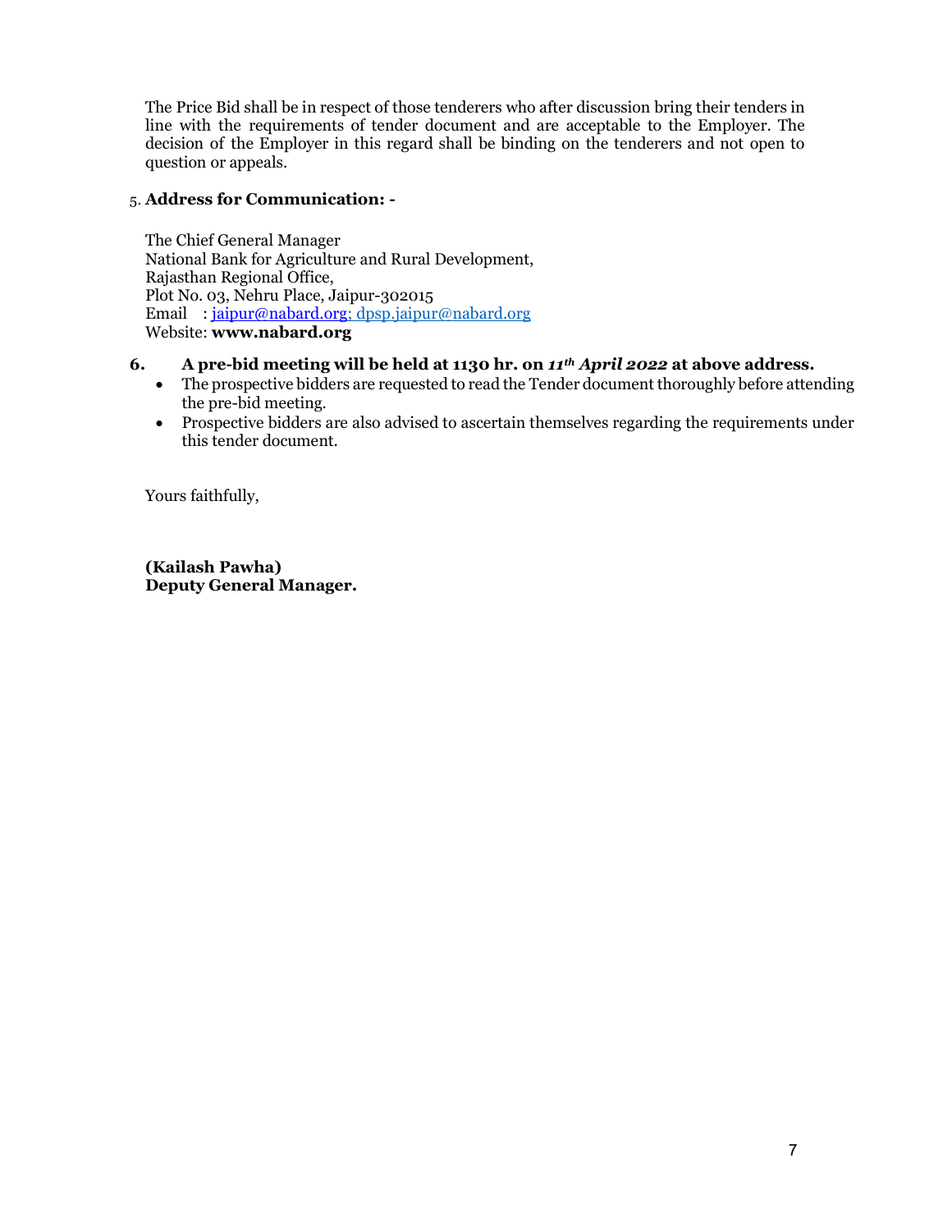The Price Bid shall be in respect of those tenderers who after discussion bring their tenders in line with the requirements of tender document and are acceptable to the Employer. The decision of the Employer in this regard shall be binding on the tenderers and not open to question or appeals.

5. **Address for Communication: -**

The Chief General Manager
National Bank for Agriculture and Rural Development,
Rajasthan Regional Office,
Plot No. 03, Nehru Place, Jaipur-302015
Email : jaipur@nabard.org; dpsp.jaipur@nabard.org
Website: **www.nabard.org**

**6. A pre-bid meeting will be held at 1130 hr. on *11th April 2022* at above address.**

- The prospective bidders are requested to read the Tender document thoroughly before attending the pre-bid meeting.
- Prospective bidders are also advised to ascertain themselves regarding the requirements under this tender document.

Yours faithfully,

**(Kailash Pawha)**
**Deputy General Manager.**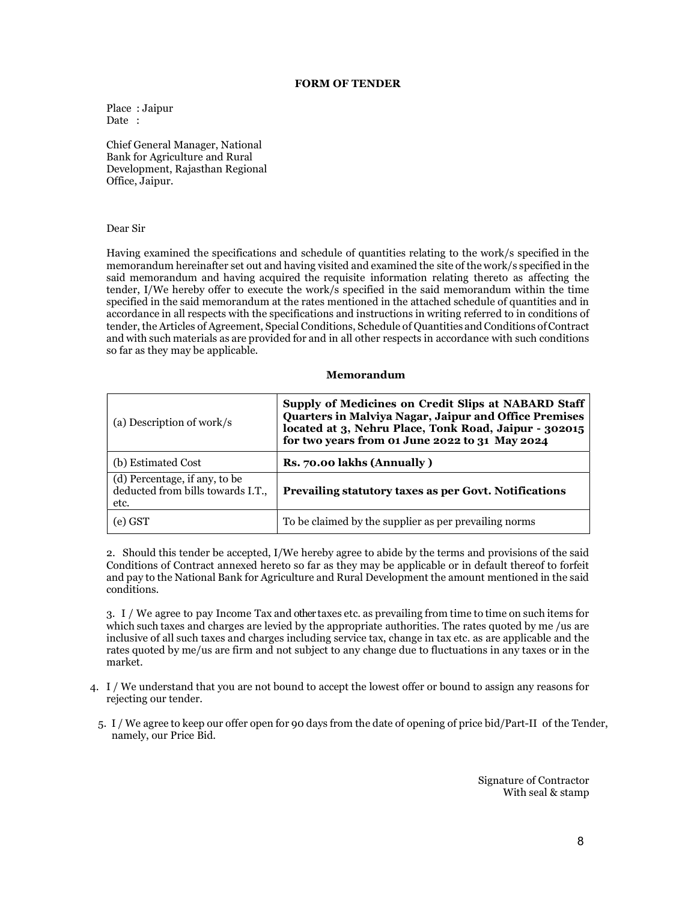**FORM OF TENDER**

Place : Jaipur
Date :

Chief General Manager, National Bank for Agriculture and Rural Development, Rajasthan Regional Office, Jaipur.

Dear Sir

Having examined the specifications and schedule of quantities relating to the work/s specified in the memorandum hereinafter set out and having visited and examined the site of the work/s specified in the said memorandum and having acquired the requisite information relating thereto as affecting the tender, I/We hereby offer to execute the work/s specified in the said memorandum within the time specified in the said memorandum at the rates mentioned in the attached schedule of quantities and in accordance in all respects with the specifications and instructions in writing referred to in conditions of tender, the Articles of Agreement, Special Conditions, Schedule of Quantities and Conditions of Contract and with such materials as are provided for and in all other respects in accordance with such conditions so far as they may be applicable.

**Memorandum**

| | |
|---|---|
| (a) Description of work/s | **Supply of Medicines on Credit Slips at NABARD Staff Quarters in Malviya Nagar, Jaipur and Office Premises located at 3, Nehru Place, Tonk Road, Jaipur - 302015 for two years from 01 June 2022 to 31 May 2024** |
| (b) Estimated Cost | **Rs. 70.00 lakhs (Annually )** |
| (d) Percentage, if any, to be deducted from bills towards I.T., etc. | **Prevailing statutory taxes as per Govt. Notifications** |
| (e) GST | To be claimed by the supplier as per prevailing norms |

2. Should this tender be accepted, I/We hereby agree to abide by the terms and provisions of the said Conditions of Contract annexed hereto so far as they may be applicable or in default thereof to forfeit and pay to the National Bank for Agriculture and Rural Development the amount mentioned in the said conditions.

3. I / We agree to pay Income Tax and other taxes etc. as prevailing from time to time on such items for which such taxes and charges are levied by the appropriate authorities. The rates quoted by me /us are inclusive of all such taxes and charges including service tax, change in tax etc. as are applicable and the rates quoted by me/us are firm and not subject to any change due to fluctuations in any taxes or in the market.

4. I / We understand that you are not bound to accept the lowest offer or bound to assign any reasons for rejecting our tender.

5. I / We agree to keep our offer open for 90 days from the date of opening of price bid/Part-II of the Tender, namely, our Price Bid.

Signature of Contractor
With seal & stamp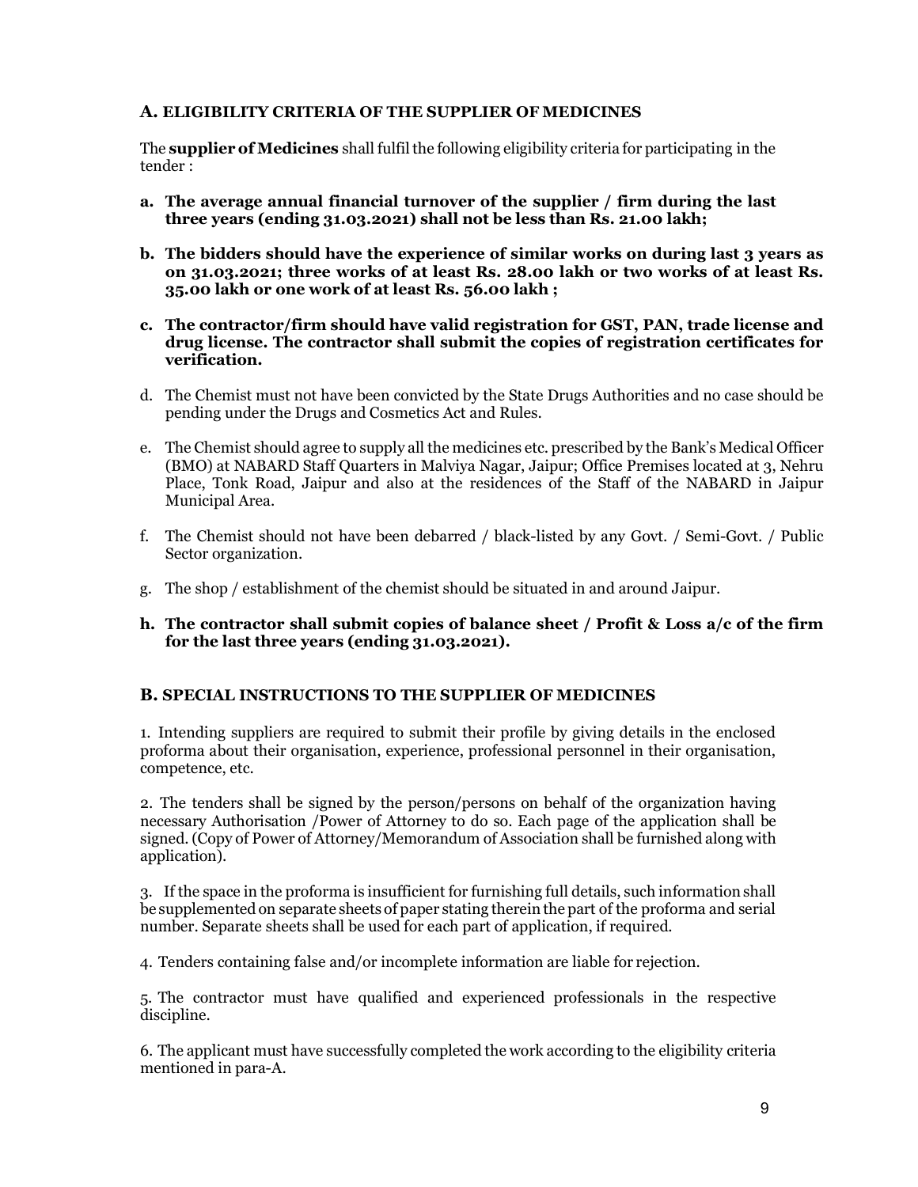## **A.** ELIGIBILITY CRITERIA OF THE SUPPLIER OF MEDICINES

The **supplier of Medicines** shall fulfil the following eligibility criteria for participating in the tender :

a. **The average annual financial turnover of the supplier / firm during the last three years (ending 31.03.2021) shall not be less than Rs. 21.00 lakh;**

b. **The bidders should have the experience of similar works on during last 3 years as on 31.03.2021; three works of at least Rs. 28.00 lakh or two works of at least Rs. 35.00 lakh or one work of at least Rs. 56.00 lakh ;**

c. **The contractor/firm should have valid registration for GST, PAN, trade license and drug license. The contractor shall submit the copies of registration certificates for verification.**

d. The Chemist must not have been convicted by the State Drugs Authorities and no case should be pending under the Drugs and Cosmetics Act and Rules.

e. The Chemist should agree to supply all the medicines etc. prescribed by the Bank's Medical Officer (BMO) at NABARD Staff Quarters in Malviya Nagar, Jaipur; Office Premises located at 3, Nehru Place, Tonk Road, Jaipur and also at the residences of the Staff of the NABARD in Jaipur Municipal Area.

f. The Chemist should not have been debarred / black-listed by any Govt. / Semi-Govt. / Public Sector organization.

g. The shop / establishment of the chemist should be situated in and around Jaipur.

h. **The contractor shall submit copies of balance sheet / Profit & Loss a/c of the firm for the last three years (ending 31.03.2021).**

## **B.** SPECIAL INSTRUCTIONS TO THE SUPPLIER OF MEDICINES

1. Intending suppliers are required to submit their profile by giving details in the enclosed proforma about their organisation, experience, professional personnel in their organisation, competence, etc.

2. The tenders shall be signed by the person/persons on behalf of the organization having necessary Authorisation /Power of Attorney to do so. Each page of the application shall be signed. (Copy of Power of Attorney/Memorandum of Association shall be furnished along with application).

3. If the space in the proforma is insufficient for furnishing full details, such information shall be supplemented on separate sheets of paper stating therein the part of the proforma and serial number. Separate sheets shall be used for each part of application, if required.

4. Tenders containing false and/or incomplete information are liable for rejection.

5. The contractor must have qualified and experienced professionals in the respective discipline.

6. The applicant must have successfully completed the work according to the eligibility criteria mentioned in para-A.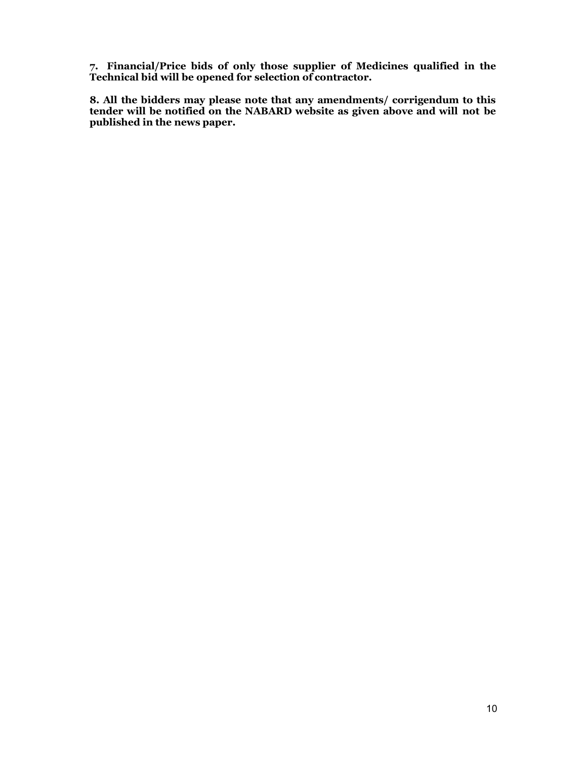**7. Financial/Price bids of only those supplier of Medicines qualified in the Technical bid will be opened for selection of contractor.**

**8. All the bidders may please note that any amendments/ corrigendum to this tender will be notified on the NABARD website as given above and will not be published in the news paper.**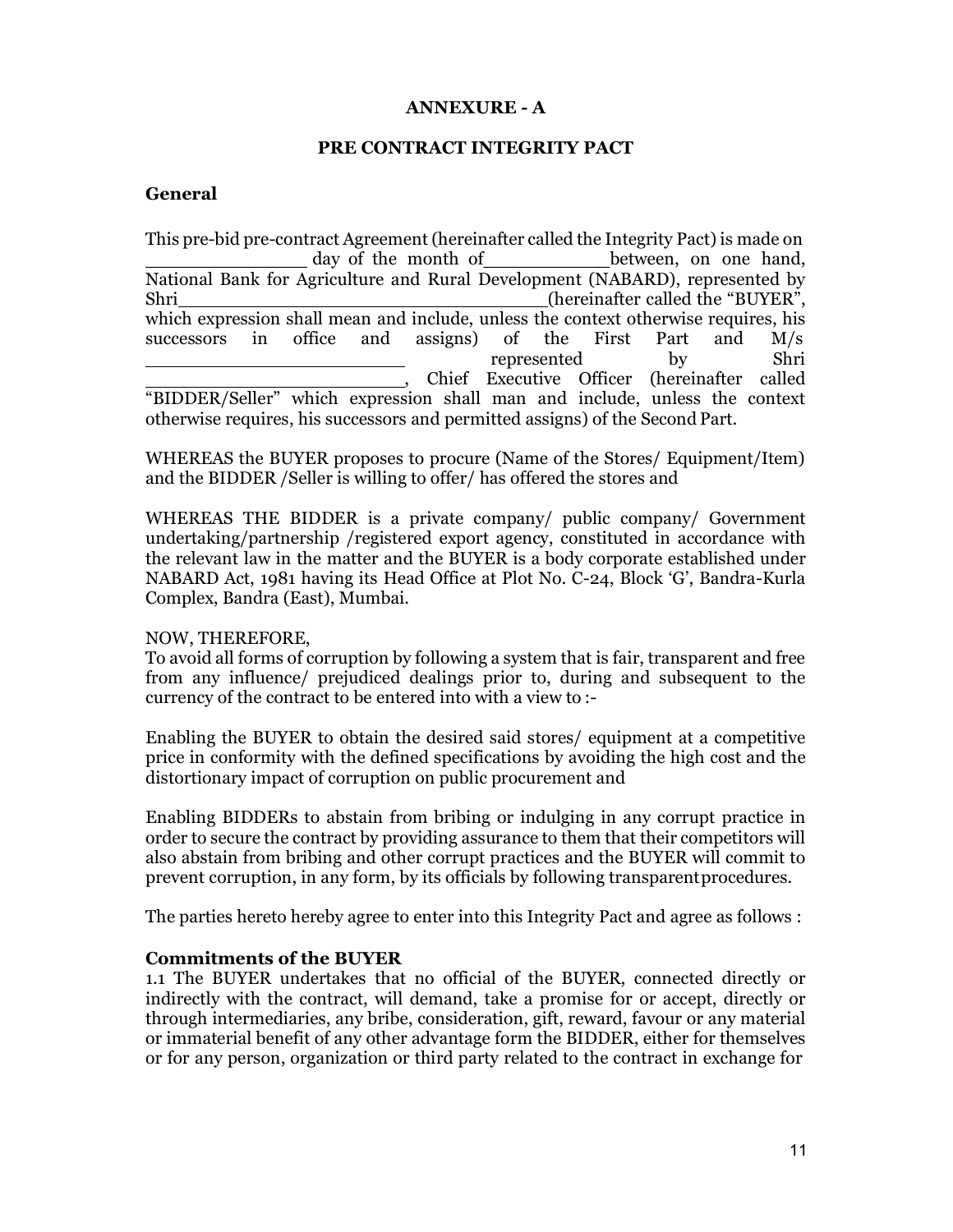**ANNEXURE - A**

**PRE CONTRACT INTEGRITY PACT**

**General**

This pre-bid pre-contract Agreement (hereinafter called the Integrity Pact) is made on _______________ day of the month of ___________ between, on one hand, National Bank for Agriculture and Rural Development (NABARD), represented by Shri _________________________________ (hereinafter called the "BUYER", which expression shall mean and include, unless the context otherwise requires, his successors in office and assigns) of the First Part and M/s ________________________ represented by Shri ________________________, Chief Executive Officer (hereinafter called "BIDDER/Seller" which expression shall man and include, unless the context otherwise requires, his successors and permitted assigns) of the Second Part.

WHEREAS the BUYER proposes to procure (Name of the Stores/ Equipment/Item) and the BIDDER /Seller is willing to offer/ has offered the stores and

WHEREAS THE BIDDER is a private company/ public company/ Government undertaking/partnership /registered export agency, constituted in accordance with the relevant law in the matter and the BUYER is a body corporate established under NABARD Act, 1981 having its Head Office at Plot No. C-24, Block 'G', Bandra-Kurla Complex, Bandra (East), Mumbai.

NOW, THEREFORE,
To avoid all forms of corruption by following a system that is fair, transparent and free from any influence/ prejudiced dealings prior to, during and subsequent to the currency of the contract to be entered into with a view to :-

Enabling the BUYER to obtain the desired said stores/ equipment at a competitive price in conformity with the defined specifications by avoiding the high cost and the distortionary impact of corruption on public procurement and

Enabling BIDDERs to abstain from bribing or indulging in any corrupt practice in order to secure the contract by providing assurance to them that their competitors will also abstain from bribing and other corrupt practices and the BUYER will commit to prevent corruption, in any form, by its officials by following transparent procedures.

The parties hereto hereby agree to enter into this Integrity Pact and agree as follows :

**Commitments of the BUYER**

1.1 The BUYER undertakes that no official of the BUYER, connected directly or indirectly with the contract, will demand, take a promise for or accept, directly or through intermediaries, any bribe, consideration, gift, reward, favour or any material or immaterial benefit of any other advantage form the BIDDER, either for themselves or for any person, organization or third party related to the contract in exchange for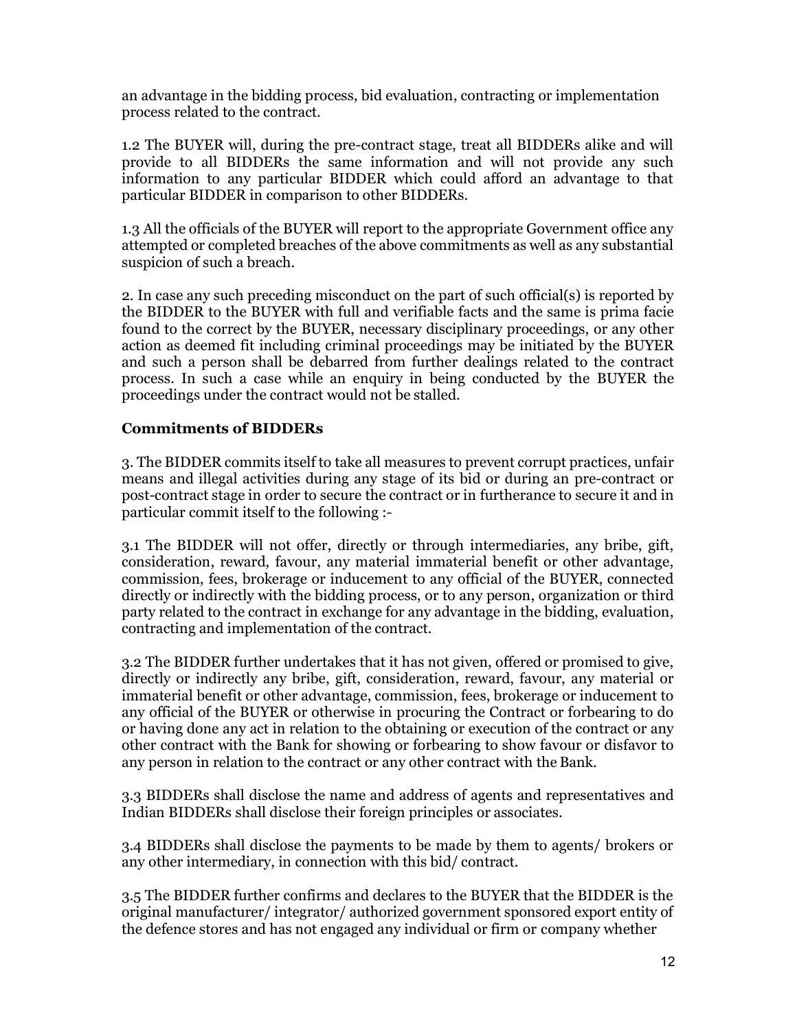an advantage in the bidding process, bid evaluation, contracting or implementation process related to the contract.

1.2 The BUYER will, during the pre-contract stage, treat all BIDDERs alike and will provide to all BIDDERs the same information and will not provide any such information to any particular BIDDER which could afford an advantage to that particular BIDDER in comparison to other BIDDERs.

1.3 All the officials of the BUYER will report to the appropriate Government office any attempted or completed breaches of the above commitments as well as any substantial suspicion of such a breach.

2. In case any such preceding misconduct on the part of such official(s) is reported by the BIDDER to the BUYER with full and verifiable facts and the same is prima facie found to the correct by the BUYER, necessary disciplinary proceedings, or any other action as deemed fit including criminal proceedings may be initiated by the BUYER and such a person shall be debarred from further dealings related to the contract process. In such a case while an enquiry in being conducted by the BUYER the proceedings under the contract would not be stalled.

**Commitments of BIDDERs**

3. The BIDDER commits itself to take all measures to prevent corrupt practices, unfair means and illegal activities during any stage of its bid or during an pre-contract or post-contract stage in order to secure the contract or in furtherance to secure it and in particular commit itself to the following :-

3.1 The BIDDER will not offer, directly or through intermediaries, any bribe, gift, consideration, reward, favour, any material immaterial benefit or other advantage, commission, fees, brokerage or inducement to any official of the BUYER, connected directly or indirectly with the bidding process, or to any person, organization or third party related to the contract in exchange for any advantage in the bidding, evaluation, contracting and implementation of the contract.

3.2 The BIDDER further undertakes that it has not given, offered or promised to give, directly or indirectly any bribe, gift, consideration, reward, favour, any material or immaterial benefit or other advantage, commission, fees, brokerage or inducement to any official of the BUYER or otherwise in procuring the Contract or forbearing to do or having done any act in relation to the obtaining or execution of the contract or any other contract with the Bank for showing or forbearing to show favour or disfavor to any person in relation to the contract or any other contract with the Bank.

3.3 BIDDERs shall disclose the name and address of agents and representatives and Indian BIDDERs shall disclose their foreign principles or associates.

3.4 BIDDERs shall disclose the payments to be made by them to agents/ brokers or any other intermediary, in connection with this bid/ contract.

3.5 The BIDDER further confirms and declares to the BUYER that the BIDDER is the original manufacturer/ integrator/ authorized government sponsored export entity of the defence stores and has not engaged any individual or firm or company whether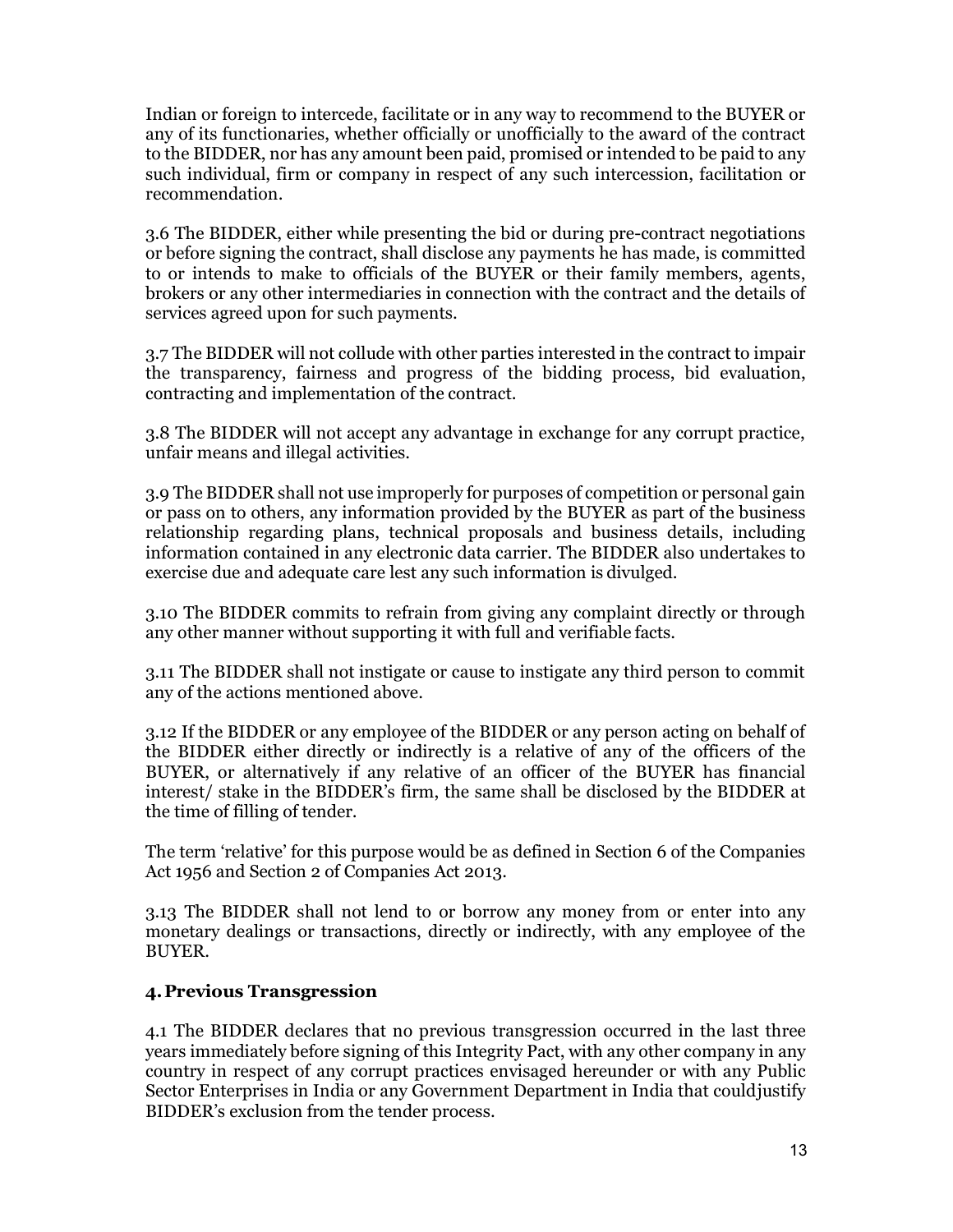Indian or foreign to intercede, facilitate or in any way to recommend to the BUYER or any of its functionaries, whether officially or unofficially to the award of the contract to the BIDDER, nor has any amount been paid, promised or intended to be paid to any such individual, firm or company in respect of any such intercession, facilitation or recommendation.

3.6 The BIDDER, either while presenting the bid or during pre-contract negotiations or before signing the contract, shall disclose any payments he has made, is committed to or intends to make to officials of the BUYER or their family members, agents, brokers or any other intermediaries in connection with the contract and the details of services agreed upon for such payments.

3.7 The BIDDER will not collude with other parties interested in the contract to impair the transparency, fairness and progress of the bidding process, bid evaluation, contracting and implementation of the contract.

3.8 The BIDDER will not accept any advantage in exchange for any corrupt practice, unfair means and illegal activities.

3.9 The BIDDER shall not use improperly for purposes of competition or personal gain or pass on to others, any information provided by the BUYER as part of the business relationship regarding plans, technical proposals and business details, including information contained in any electronic data carrier. The BIDDER also undertakes to exercise due and adequate care lest any such information is divulged.

3.10 The BIDDER commits to refrain from giving any complaint directly or through any other manner without supporting it with full and verifiable facts.

3.11 The BIDDER shall not instigate or cause to instigate any third person to commit any of the actions mentioned above.

3.12 If the BIDDER or any employee of the BIDDER or any person acting on behalf of the BIDDER either directly or indirectly is a relative of any of the officers of the BUYER, or alternatively if any relative of an officer of the BUYER has financial interest/ stake in the BIDDER's firm, the same shall be disclosed by the BIDDER at the time of filling of tender.

The term 'relative' for this purpose would be as defined in Section 6 of the Companies Act 1956 and Section 2 of Companies Act 2013.

3.13 The BIDDER shall not lend to or borrow any money from or enter into any monetary dealings or transactions, directly or indirectly, with any employee of the BUYER.

## 4. Previous Transgression

4.1 The BIDDER declares that no previous transgression occurred in the last three years immediately before signing of this Integrity Pact, with any other company in any country in respect of any corrupt practices envisaged hereunder or with any Public Sector Enterprises in India or any Government Department in India that couldjustify BIDDER's exclusion from the tender process.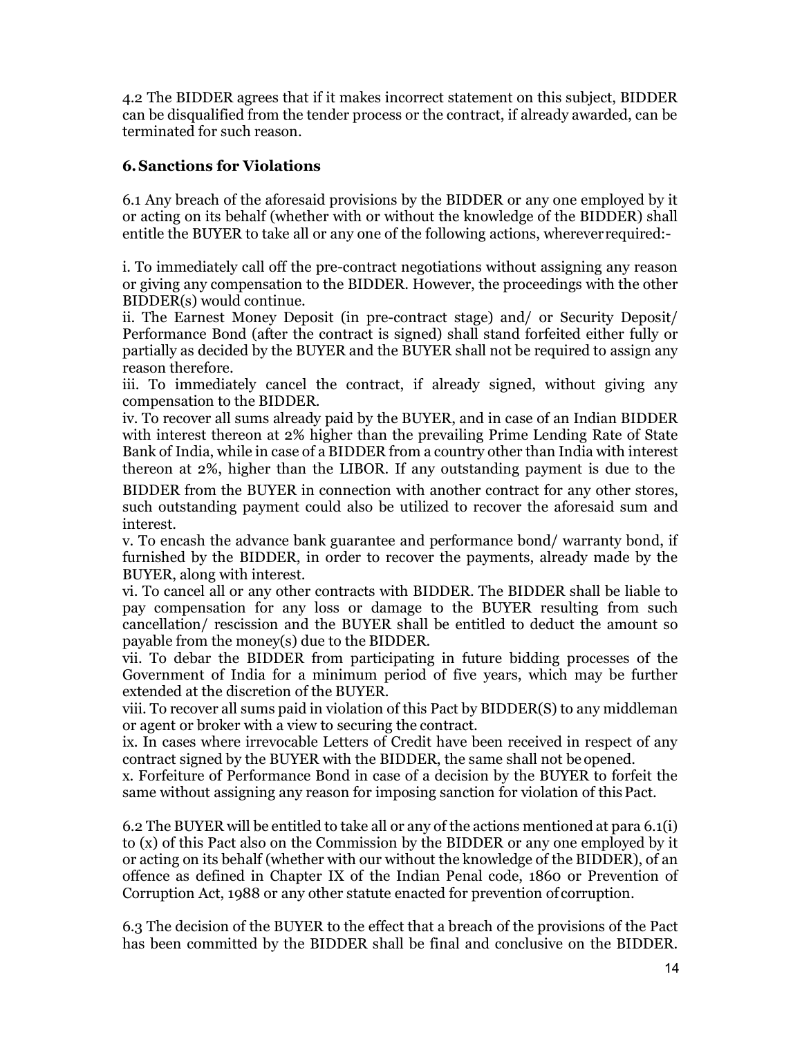4.2 The BIDDER agrees that if it makes incorrect statement on this subject, BIDDER can be disqualified from the tender process or the contract, if already awarded, can be terminated for such reason.

## 6. Sanctions for Violations

6.1 Any breach of the aforesaid provisions by the BIDDER or any one employed by it or acting on its behalf (whether with or without the knowledge of the BIDDER) shall entitle the BUYER to take all or any one of the following actions, wherever required:-

i. To immediately call off the pre-contract negotiations without assigning any reason or giving any compensation to the BIDDER. However, the proceedings with the other BIDDER(s) would continue.
ii. The Earnest Money Deposit (in pre-contract stage) and/ or Security Deposit/ Performance Bond (after the contract is signed) shall stand forfeited either fully or partially as decided by the BUYER and the BUYER shall not be required to assign any reason therefore.
iii. To immediately cancel the contract, if already signed, without giving any compensation to the BIDDER.
iv. To recover all sums already paid by the BUYER, and in case of an Indian BIDDER with interest thereon at 2% higher than the prevailing Prime Lending Rate of State Bank of India, while in case of a BIDDER from a country other than India with interest thereon at 2%, higher than the LIBOR. If any outstanding payment is due to the BIDDER from the BUYER in connection with another contract for any other stores, such outstanding payment could also be utilized to recover the aforesaid sum and interest.
v. To encash the advance bank guarantee and performance bond/ warranty bond, if furnished by the BIDDER, in order to recover the payments, already made by the BUYER, along with interest.
vi. To cancel all or any other contracts with BIDDER. The BIDDER shall be liable to pay compensation for any loss or damage to the BUYER resulting from such cancellation/ rescission and the BUYER shall be entitled to deduct the amount so payable from the money(s) due to the BIDDER.
vii. To debar the BIDDER from participating in future bidding processes of the Government of India for a minimum period of five years, which may be further extended at the discretion of the BUYER.
viii. To recover all sums paid in violation of this Pact by BIDDER(S) to any middleman or agent or broker with a view to securing the contract.
ix. In cases where irrevocable Letters of Credit have been received in respect of any contract signed by the BUYER with the BIDDER, the same shall not be opened.
x. Forfeiture of Performance Bond in case of a decision by the BUYER to forfeit the same without assigning any reason for imposing sanction for violation of this Pact.

6.2 The BUYER will be entitled to take all or any of the actions mentioned at para 6.1(i) to (x) of this Pact also on the Commission by the BIDDER or any one employed by it or acting on its behalf (whether with our without the knowledge of the BIDDER), of an offence as defined in Chapter IX of the Indian Penal code, 1860 or Prevention of Corruption Act, 1988 or any other statute enacted for prevention of corruption.

6.3 The decision of the BUYER to the effect that a breach of the provisions of the Pact has been committed by the BIDDER shall be final and conclusive on the BIDDER.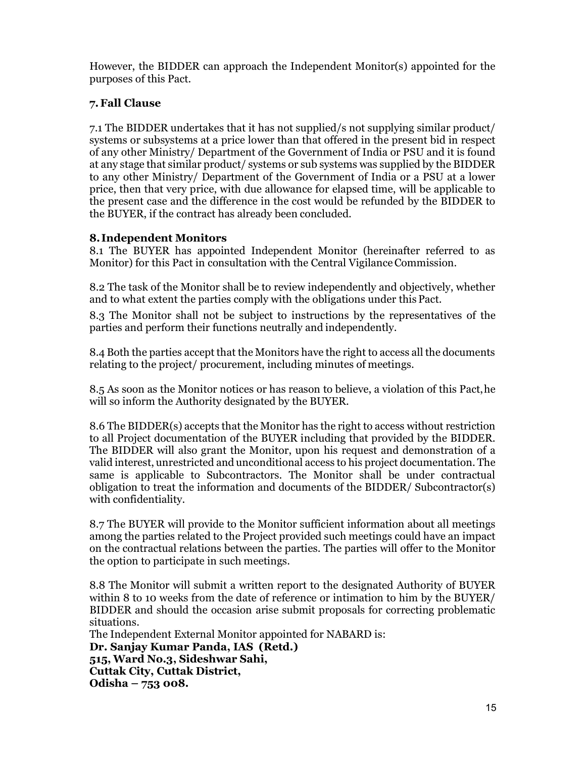However, the BIDDER can approach the Independent Monitor(s) appointed for the purposes of this Pact.

### 7. Fall Clause

7.1 The BIDDER undertakes that it has not supplied/s not supplying similar product/ systems or subsystems at a price lower than that offered in the present bid in respect of any other Ministry/ Department of the Government of India or PSU and it is found at any stage that similar product/ systems or sub systems was supplied by the BIDDER to any other Ministry/ Department of the Government of India or a PSU at a lower price, then that very price, with due allowance for elapsed time, will be applicable to the present case and the difference in the cost would be refunded by the BIDDER to the BUYER, if the contract has already been concluded.

### 8. Independent Monitors

8.1 The BUYER has appointed Independent Monitor (hereinafter referred to as Monitor) for this Pact in consultation with the Central Vigilance Commission.

8.2 The task of the Monitor shall be to review independently and objectively, whether and to what extent the parties comply with the obligations under this Pact.

8.3 The Monitor shall not be subject to instructions by the representatives of the parties and perform their functions neutrally and independently.

8.4 Both the parties accept that the Monitors have the right to access all the documents relating to the project/ procurement, including minutes of meetings.

8.5 As soon as the Monitor notices or has reason to believe, a violation of this Pact, he will so inform the Authority designated by the BUYER.

8.6 The BIDDER(s) accepts that the Monitor has the right to access without restriction to all Project documentation of the BUYER including that provided by the BIDDER. The BIDDER will also grant the Monitor, upon his request and demonstration of a valid interest, unrestricted and unconditional access to his project documentation. The same is applicable to Subcontractors. The Monitor shall be under contractual obligation to treat the information and documents of the BIDDER/ Subcontractor(s) with confidentiality.

8.7 The BUYER will provide to the Monitor sufficient information about all meetings among the parties related to the Project provided such meetings could have an impact on the contractual relations between the parties. The parties will offer to the Monitor the option to participate in such meetings.

8.8 The Monitor will submit a written report to the designated Authority of BUYER within 8 to 10 weeks from the date of reference or intimation to him by the BUYER/ BIDDER and should the occasion arise submit proposals for correcting problematic situations.

The Independent External Monitor appointed for NABARD is:
**Dr. Sanjay Kumar Panda, IAS (Retd.)**
**515, Ward No.3, Sideshwar Sahi,**
**Cuttak City, Cuttak District,**
**Odisha – 753 008.**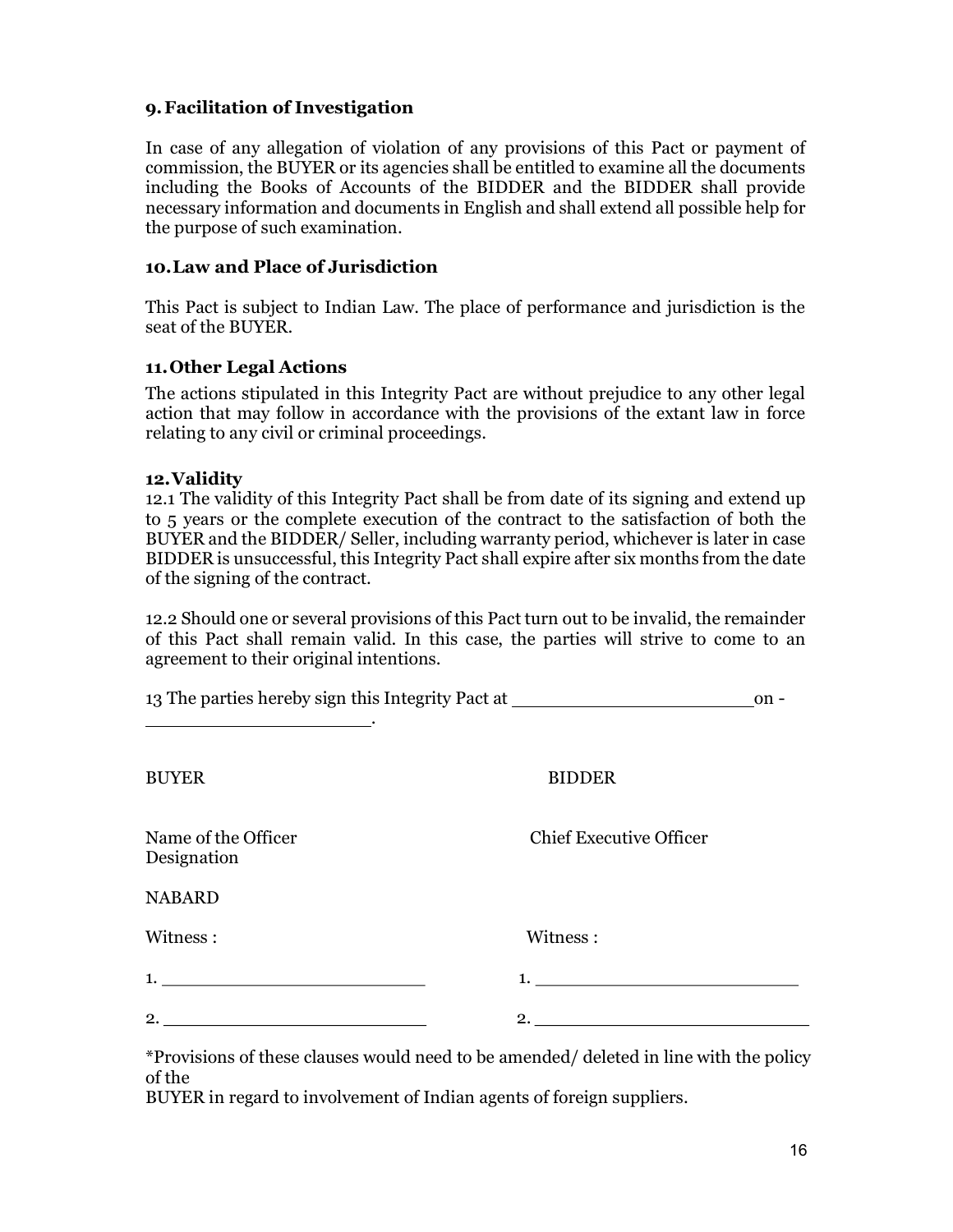### 9. Facilitation of Investigation

In case of any allegation of violation of any provisions of this Pact or payment of commission, the BUYER or its agencies shall be entitled to examine all the documents including the Books of Accounts of the BIDDER and the BIDDER shall provide necessary information and documents in English and shall extend all possible help for the purpose of such examination.

### 10. Law and Place of Jurisdiction

This Pact is subject to Indian Law. The place of performance and jurisdiction is the seat of the BUYER.

### 11. Other Legal Actions

The actions stipulated in this Integrity Pact are without prejudice to any other legal action that may follow in accordance with the provisions of the extant law in force relating to any civil or criminal proceedings.

### 12. Validity

12.1 The validity of this Integrity Pact shall be from date of its signing and extend up to 5 years or the complete execution of the contract to the satisfaction of both the BUYER and the BIDDER/ Seller, including warranty period, whichever is later in case BIDDER is unsuccessful, this Integrity Pact shall expire after six months from the date of the signing of the contract.

12.2 Should one or several provisions of this Pact turn out to be invalid, the remainder of this Pact shall remain valid. In this case, the parties will strive to come to an agreement to their original intentions.

13 The parties hereby sign this Integrity Pact at ______________________ on - ______________________.

| BUYER | BIDDER |
|---|---|
| Name of the Officer<br>Designation | Chief Executive Officer |
| NABARD | |
| Witness : | Witness : |
| 1. ______________________ | 1. ______________________ |
| 2. ______________________ | 2. ______________________ |

*Provisions of these clauses would need to be amended/ deleted in line with the policy of the BUYER in regard to involvement of Indian agents of foreign suppliers.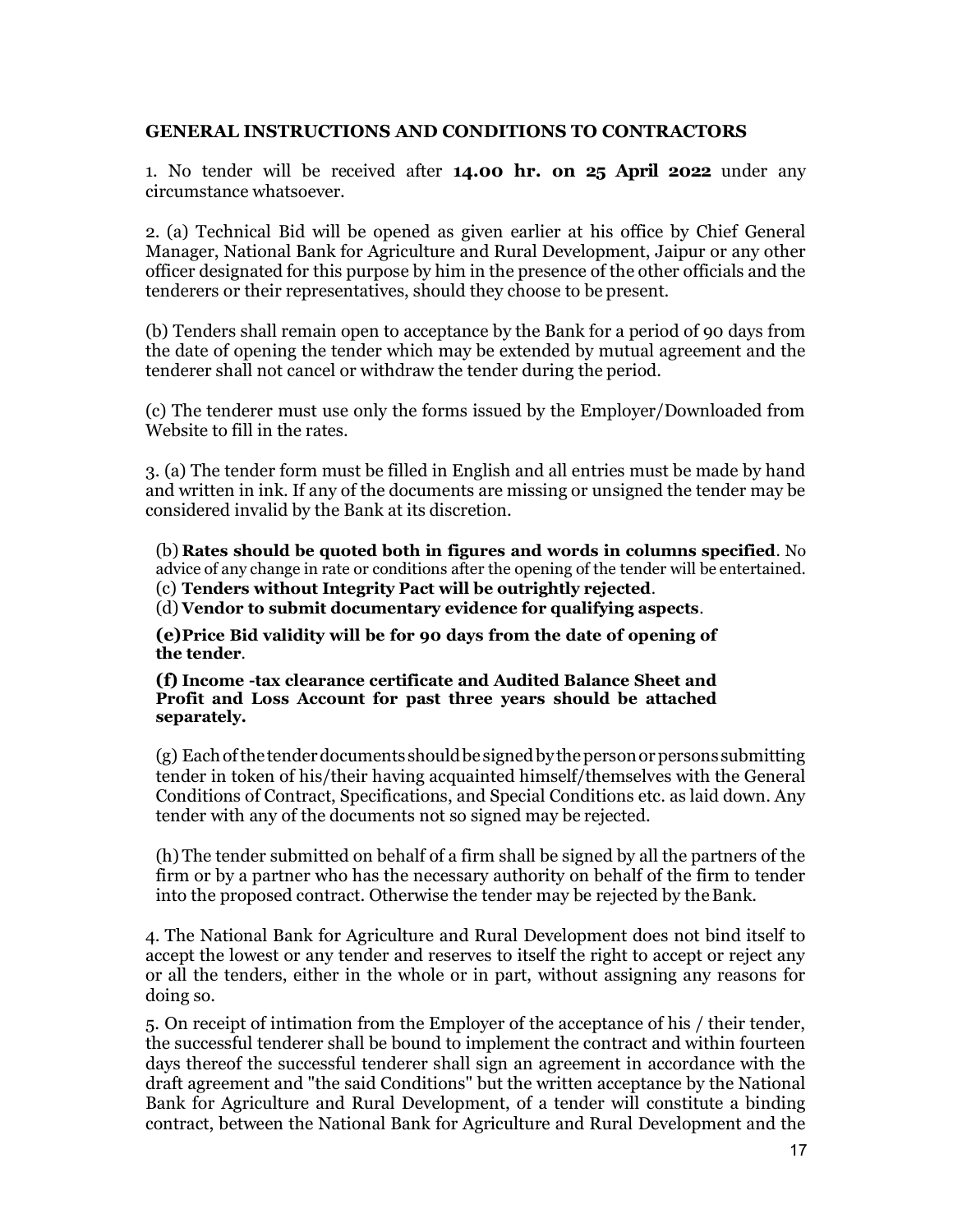## GENERAL INSTRUCTIONS AND CONDITIONS TO CONTRACTORS

1. No tender will be received after **14.00 hr. on 25 April 2022** under any circumstance whatsoever.

2. (a) Technical Bid will be opened as given earlier at his office by Chief General Manager, National Bank for Agriculture and Rural Development, Jaipur or any other officer designated for this purpose by him in the presence of the other officials and the tenderers or their representatives, should they choose to be present.

(b) Tenders shall remain open to acceptance by the Bank for a period of 90 days from the date of opening the tender which may be extended by mutual agreement and the tenderer shall not cancel or withdraw the tender during the period.

(c) The tenderer must use only the forms issued by the Employer/Downloaded from Website to fill in the rates.

3. (a) The tender form must be filled in English and all entries must be made by hand and written in ink. If any of the documents are missing or unsigned the tender may be considered invalid by the Bank at its discretion.

(b) **Rates should be quoted both in figures and words in columns specified**. No advice of any change in rate or conditions after the opening of the tender will be entertained.

(c) **Tenders without Integrity Pact will be outrightly rejected**.

(d) **Vendor to submit documentary evidence for qualifying aspects**.

**(e) Price Bid validity will be for 90 days from the date of opening of the tender**.

**(f) Income -tax clearance certificate and Audited Balance Sheet and Profit and Loss Account for past three years should be attached separately.**

(g) Each of the tender documents should be signed by the person or persons submitting tender in token of his/their having acquainted himself/themselves with the General Conditions of Contract, Specifications, and Special Conditions etc. as laid down. Any tender with any of the documents not so signed may be rejected.

(h) The tender submitted on behalf of a firm shall be signed by all the partners of the firm or by a partner who has the necessary authority on behalf of the firm to tender into the proposed contract. Otherwise the tender may be rejected by the Bank.

4. The National Bank for Agriculture and Rural Development does not bind itself to accept the lowest or any tender and reserves to itself the right to accept or reject any or all the tenders, either in the whole or in part, without assigning any reasons for doing so.

5. On receipt of intimation from the Employer of the acceptance of his / their tender, the successful tenderer shall be bound to implement the contract and within fourteen days thereof the successful tenderer shall sign an agreement in accordance with the draft agreement and "the said Conditions" but the written acceptance by the National Bank for Agriculture and Rural Development, of a tender will constitute a binding contract, between the National Bank for Agriculture and Rural Development and the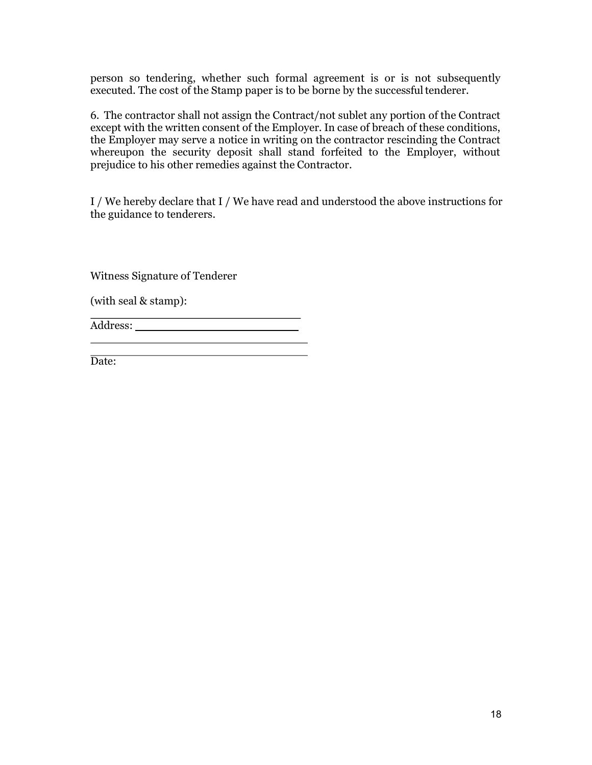person so tendering, whether such formal agreement is or is not subsequently executed. The cost of the Stamp paper is to be borne by the successful tenderer.

6. The contractor shall not assign the Contract/not sublet any portion of the Contract except with the written consent of the Employer. In case of breach of these conditions, the Employer may serve a notice in writing on the contractor rescinding the Contract whereupon the security deposit shall stand forfeited to the Employer, without prejudice to his other remedies against the Contractor.

I / We hereby declare that I / We have read and understood the above instructions for the guidance to tenderers.

Witness Signature of Tenderer

(with seal & stamp): ______________________________

Address: ____________________________

___________________________________

___________________________________

Date: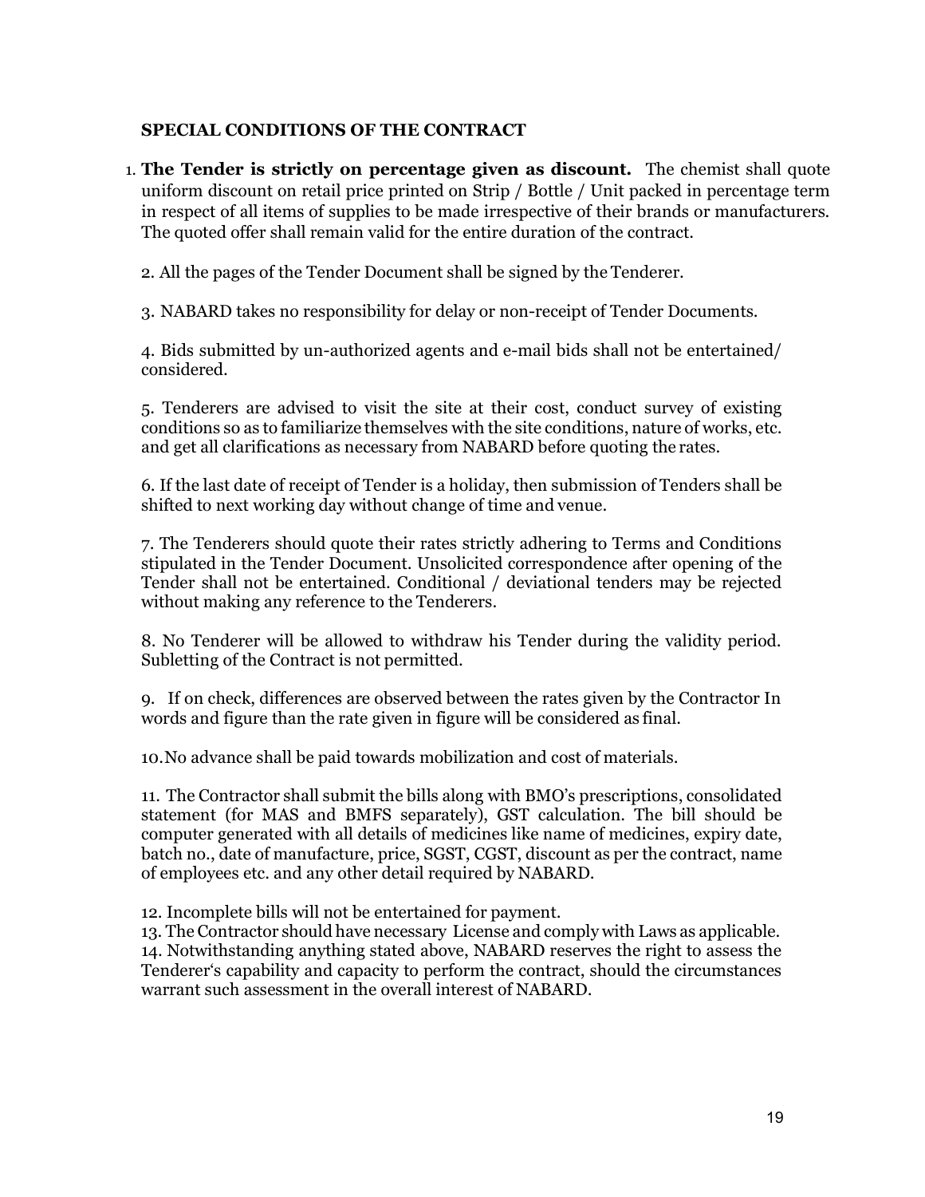## SPECIAL CONDITIONS OF THE CONTRACT

1. **The Tender is strictly on percentage given as discount.** The chemist shall quote uniform discount on retail price printed on Strip / Bottle / Unit packed in percentage term in respect of all items of supplies to be made irrespective of their brands or manufacturers. The quoted offer shall remain valid for the entire duration of the contract.

2. All the pages of the Tender Document shall be signed by the Tenderer.

3. NABARD takes no responsibility for delay or non-receipt of Tender Documents.

4. Bids submitted by un-authorized agents and e-mail bids shall not be entertained/ considered.

5. Tenderers are advised to visit the site at their cost, conduct survey of existing conditions so as to familiarize themselves with the site conditions, nature of works, etc. and get all clarifications as necessary from NABARD before quoting the rates.

6. If the last date of receipt of Tender is a holiday, then submission of Tenders shall be shifted to next working day without change of time and venue.

7. The Tenderers should quote their rates strictly adhering to Terms and Conditions stipulated in the Tender Document. Unsolicited correspondence after opening of the Tender shall not be entertained. Conditional / deviational tenders may be rejected without making any reference to the Tenderers.

8. No Tenderer will be allowed to withdraw his Tender during the validity period. Subletting of the Contract is not permitted.

9. If on check, differences are observed between the rates given by the Contractor In words and figure than the rate given in figure will be considered as final.

10. No advance shall be paid towards mobilization and cost of materials.

11. The Contractor shall submit the bills along with BMO's prescriptions, consolidated statement (for MAS and BMFS separately), GST calculation. The bill should be computer generated with all details of medicines like name of medicines, expiry date, batch no., date of manufacture, price, SGST, CGST, discount as per the contract, name of employees etc. and any other detail required by NABARD.

12. Incomplete bills will not be entertained for payment.

13. The Contractor should have necessary License and comply with Laws as applicable.

14. Notwithstanding anything stated above, NABARD reserves the right to assess the Tenderer's capability and capacity to perform the contract, should the circumstances warrant such assessment in the overall interest of NABARD.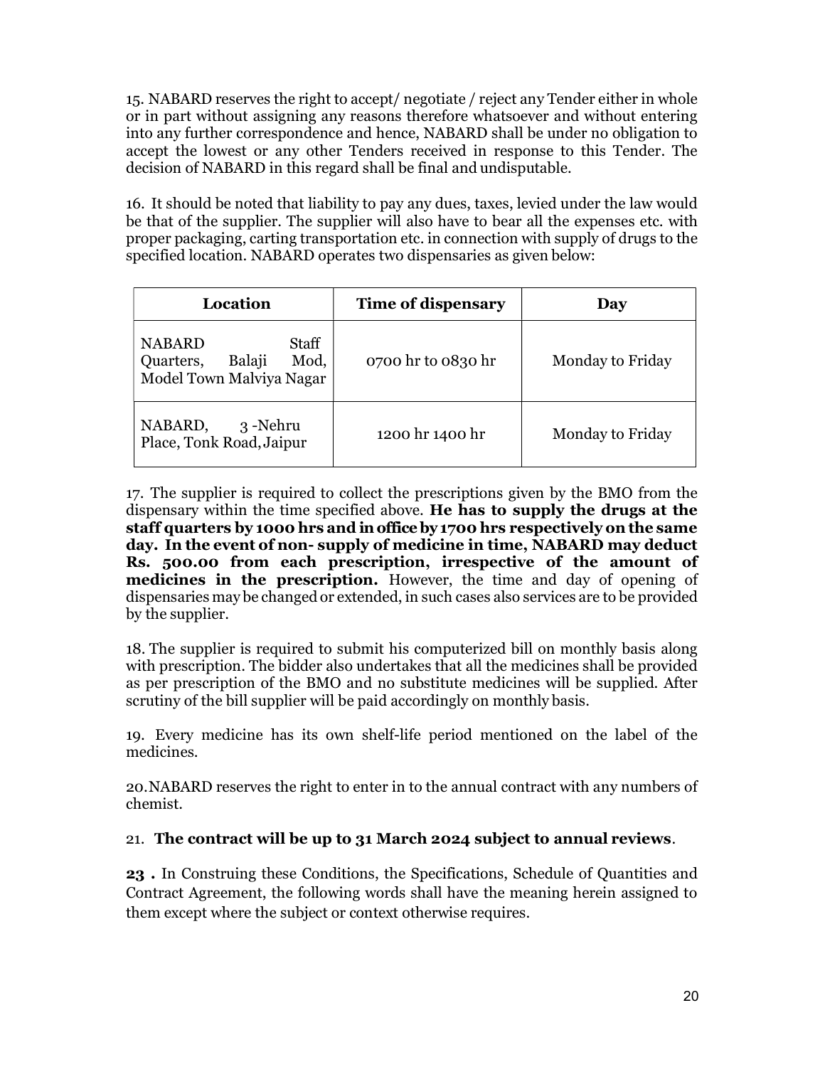15. NABARD reserves the right to accept/ negotiate / reject any Tender either in whole or in part without assigning any reasons therefore whatsoever and without entering into any further correspondence and hence, NABARD shall be under no obligation to accept the lowest or any other Tenders received in response to this Tender. The decision of NABARD in this regard shall be final and undisputable.

16. It should be noted that liability to pay any dues, taxes, levied under the law would be that of the supplier. The supplier will also have to bear all the expenses etc. with proper packaging, carting transportation etc. in connection with supply of drugs to the specified location. NABARD operates two dispensaries as given below:

| Location | Time of dispensary | Day |
|---|---|---|
| NABARD Staff Quarters, Balaji Mod, Model Town Malviya Nagar | 0700 hr to 0830 hr | Monday to Friday |
| NABARD, 3 -Nehru Place, Tonk Road, Jaipur | 1200 hr 1400 hr | Monday to Friday |

17. The supplier is required to collect the prescriptions given by the BMO from the dispensary within the time specified above. **He has to supply the drugs at the staff quarters by 1000 hrs and in office by 1700 hrs respectively on the same day. In the event of non- supply of medicine in time, NABARD may deduct Rs. 500.00 from each prescription, irrespective of the amount of medicines in the prescription.** However, the time and day of opening of dispensaries may be changed or extended, in such cases also services are to be provided by the supplier.

18. The supplier is required to submit his computerized bill on monthly basis along with prescription. The bidder also undertakes that all the medicines shall be provided as per prescription of the BMO and no substitute medicines will be supplied. After scrutiny of the bill supplier will be paid accordingly on monthly basis.

19. Every medicine has its own shelf-life period mentioned on the label of the medicines.

20.NABARD reserves the right to enter in to the annual contract with any numbers of chemist.

21. **The contract will be up to 31 March 2024 subject to annual reviews**.

**23 .** In Construing these Conditions, the Specifications, Schedule of Quantities and Contract Agreement, the following words shall have the meaning herein assigned to them except where the subject or context otherwise requires.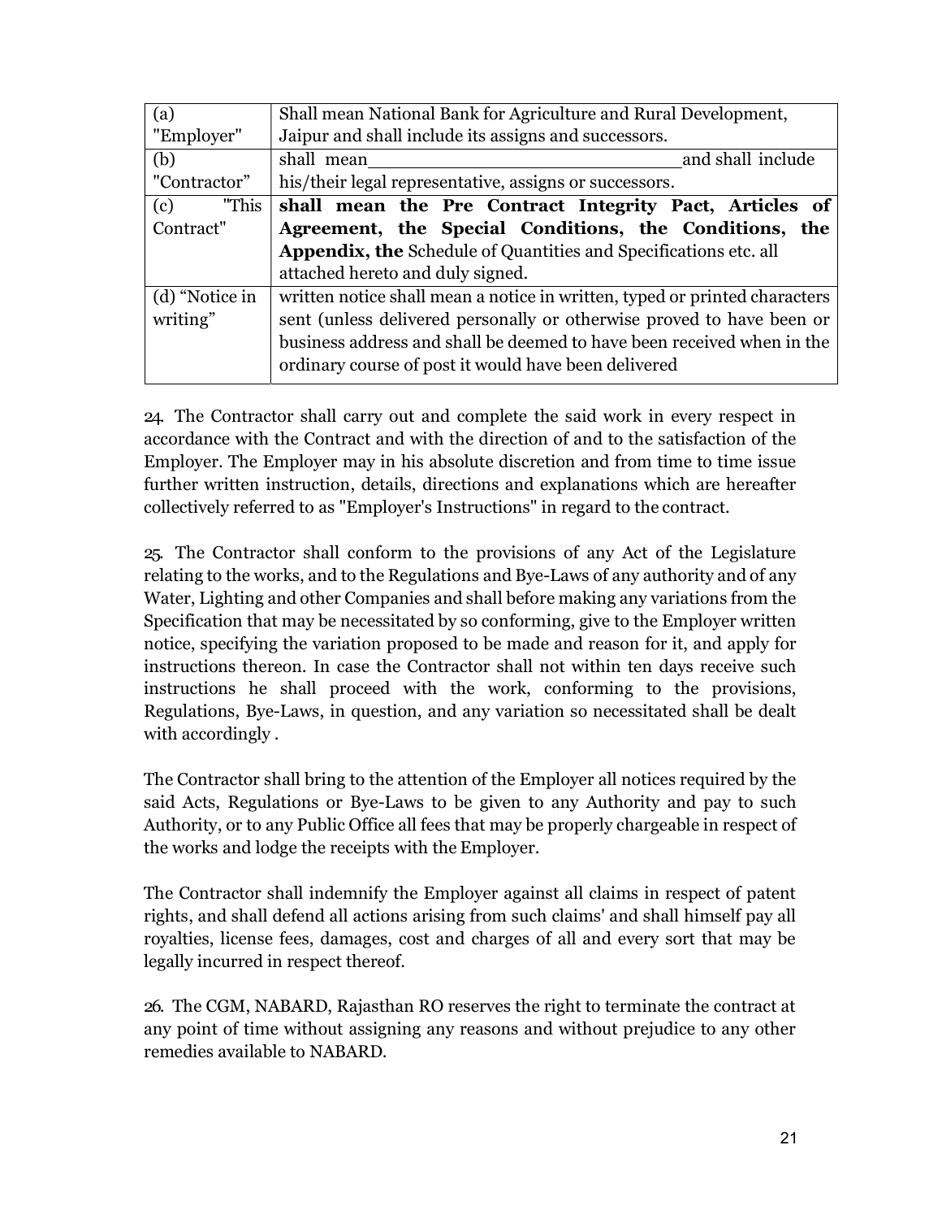| (a) "Employer" | Shall mean National Bank for Agriculture and Rural Development, Jaipur and shall include its assigns and successors. |
|---|---|
| (b) "Contractor" | shall mean ______________________________ and shall include his/their legal representative, assigns or successors. |
| (c) "This Contract" | **shall mean the Pre Contract Integrity Pact, Articles of Agreement, the Special Conditions, the Conditions, the Appendix, the** Schedule of Quantities and Specifications etc. all attached hereto and duly signed. |
| (d) "Notice in writing" | written notice shall mean a notice in written, typed or printed characters sent (unless delivered personally or otherwise proved to have been or business address and shall be deemed to have been received when in the ordinary course of post it would have been delivered |

24. The Contractor shall carry out and complete the said work in every respect in accordance with the Contract and with the direction of and to the satisfaction of the Employer. The Employer may in his absolute discretion and from time to time issue further written instruction, details, directions and explanations which are hereafter collectively referred to as "Employer's Instructions" in regard to the contract.

25. The Contractor shall conform to the provisions of any Act of the Legislature relating to the works, and to the Regulations and Bye-Laws of any authority and of any Water, Lighting and other Companies and shall before making any variations from the Specification that may be necessitated by so conforming, give to the Employer written notice, specifying the variation proposed to be made and reason for it, and apply for instructions thereon. In case the Contractor shall not within ten days receive such instructions he shall proceed with the work, conforming to the provisions, Regulations, Bye-Laws, in question, and any variation so necessitated shall be dealt with accordingly .

The Contractor shall bring to the attention of the Employer all notices required by the said Acts, Regulations or Bye-Laws to be given to any Authority and pay to such Authority, or to any Public Office all fees that may be properly chargeable in respect of the works and lodge the receipts with the Employer.

The Contractor shall indemnify the Employer against all claims in respect of patent rights, and shall defend all actions arising from such claims' and shall himself pay all royalties, license fees, damages, cost and charges of all and every sort that may be legally incurred in respect thereof.

26. The CGM, NABARD, Rajasthan RO reserves the right to terminate the contract at any point of time without assigning any reasons and without prejudice to any other remedies available to NABARD.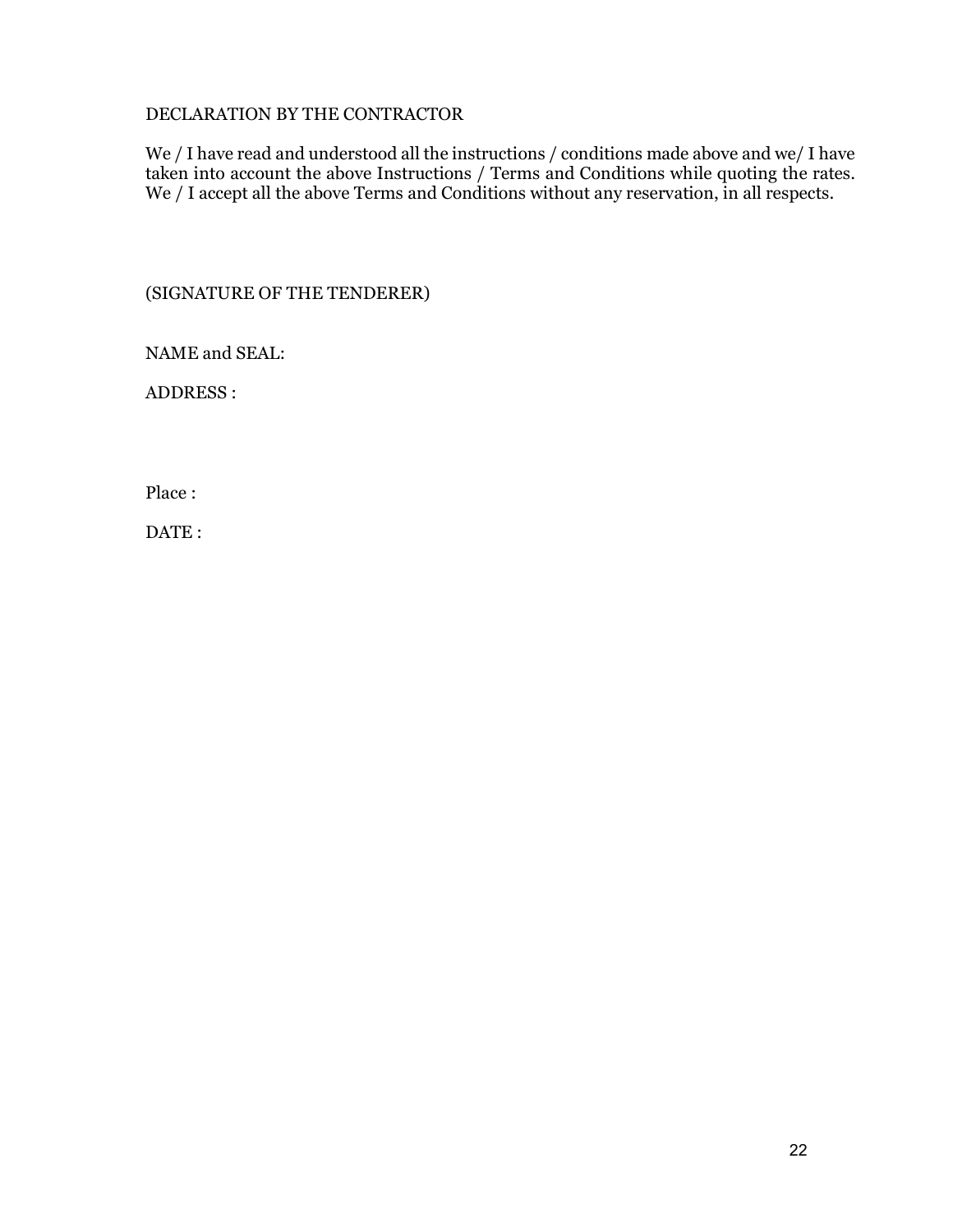## DECLARATION BY THE CONTRACTOR

We / I have read and understood all the instructions / conditions made above and we/ I have taken into account the above Instructions / Terms and Conditions while quoting the rates. We / I accept all the above Terms and Conditions without any reservation, in all respects.

(SIGNATURE OF THE TENDERER)

NAME and SEAL:

ADDRESS :

Place :

DATE :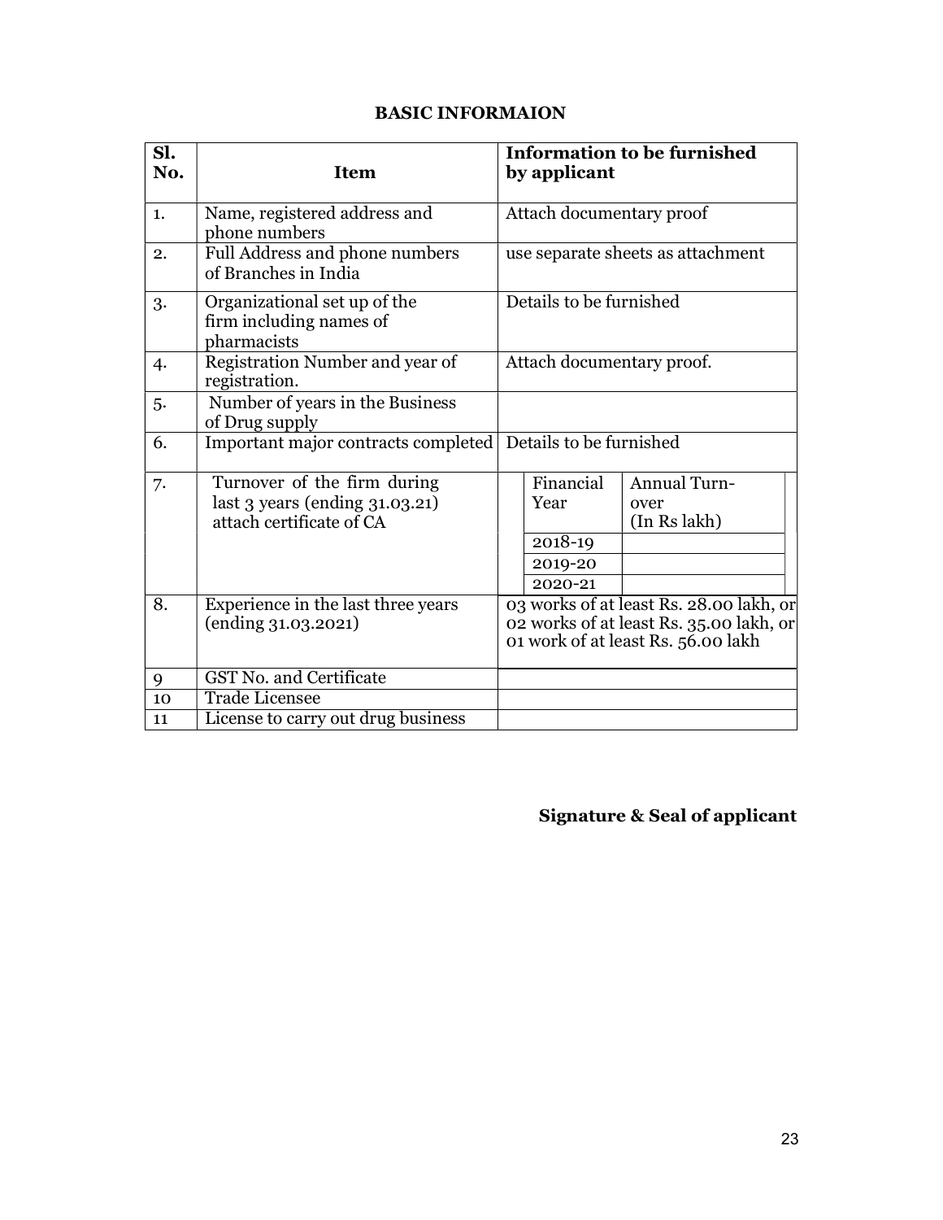### BASIC INFORMAION

| Sl. No. | Item | Information to be furnished by applicant | |
|---|---|---|---|
| 1. | Name, registered address and phone numbers | Attach documentary proof | |
| 2. | Full Address and phone numbers of Branches in India | use separate sheets as attachment | |
| 3. | Organizational set up of the firm including names of pharmacists | Details to be furnished | |
| 4. | Registration Number and year of registration. | Attach documentary proof. | |
| 5. | Number of years in the Business of Drug supply | | |
| 6. | Important major contracts completed | Details to be furnished | |
| 7. | Turnover of the firm during last 3 years (ending 31.03.21) attach certificate of CA | Financial Year | Annual Turn-over (In Rs lakh) |
| | | 2018-19 | |
| | | 2019-20 | |
| | | 2020-21 | |
| 8. | Experience in the last three years (ending 31.03.2021) | 03 works of at least Rs. 28.00 lakh, or 02 works of at least Rs. 35.00 lakh, or 01 work of at least Rs. 56.00 lakh | |
| 9 | GST No. and Certificate | | |
| 10 | Trade Licensee | | |
| 11 | License to carry out drug business | | |

**Signature & Seal of applicant**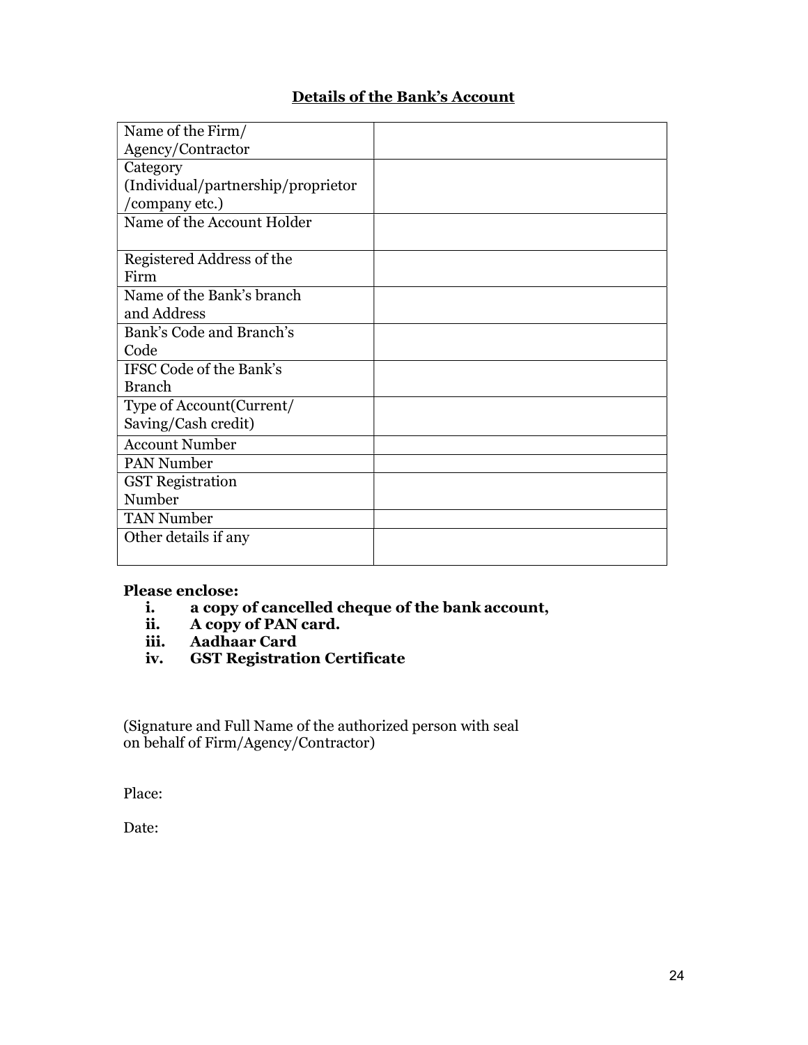## Details of the Bank's Account

| Name of the Firm/ Agency/Contractor | |
|---|---|
| Category (Individual/partnership/proprietor /company etc.) | |
| Name of the Account Holder | |
| Registered Address of the Firm | |
| Name of the Bank's branch and Address | |
| Bank's Code and Branch's Code | |
| IFSC Code of the Bank's Branch | |
| Type of Account(Current/ Saving/Cash credit) | |
| Account Number | |
| PAN Number | |
| GST Registration Number | |
| TAN Number | |
| Other details if any | |

**Please enclose:**

- **i. a copy of cancelled cheque of the bank account,**
- **ii. A copy of PAN card.**
- **iii. Aadhaar Card**
- **iv. GST Registration Certificate**

(Signature and Full Name of the authorized person with seal on behalf of Firm/Agency/Contractor)

Place:

Date: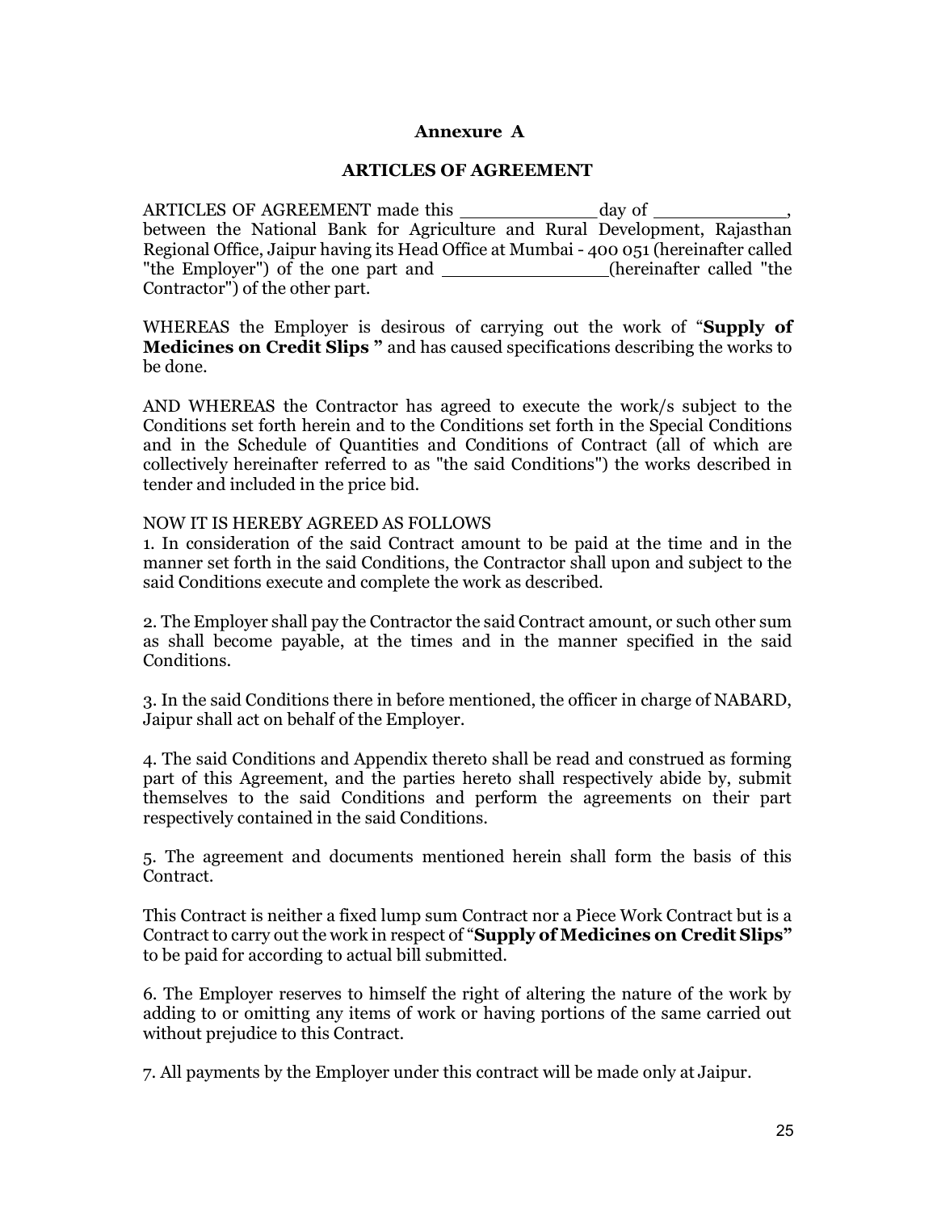## Annexure A

## ARTICLES OF AGREEMENT

ARTICLES OF AGREEMENT made this _____________ day of _____________, between the National Bank for Agriculture and Rural Development, Rajasthan Regional Office, Jaipur having its Head Office at Mumbai - 400 051 (hereinafter called "the Employer") of the one part and _______________(hereinafter called "the Contractor") of the other part.

WHEREAS the Employer is desirous of carrying out the work of "**Supply of Medicines on Credit Slips "** and has caused specifications describing the works to be done.

AND WHEREAS the Contractor has agreed to execute the work/s subject to the Conditions set forth herein and to the Conditions set forth in the Special Conditions and in the Schedule of Quantities and Conditions of Contract (all of which are collectively hereinafter referred to as "the said Conditions") the works described in tender and included in the price bid.

NOW IT IS HEREBY AGREED AS FOLLOWS

1. In consideration of the said Contract amount to be paid at the time and in the manner set forth in the said Conditions, the Contractor shall upon and subject to the said Conditions execute and complete the work as described.

2. The Employer shall pay the Contractor the said Contract amount, or such other sum as shall become payable, at the times and in the manner specified in the said Conditions.

3. In the said Conditions there in before mentioned, the officer in charge of NABARD, Jaipur shall act on behalf of the Employer.

4. The said Conditions and Appendix thereto shall be read and construed as forming part of this Agreement, and the parties hereto shall respectively abide by, submit themselves to the said Conditions and perform the agreements on their part respectively contained in the said Conditions.

5. The agreement and documents mentioned herein shall form the basis of this Contract.

This Contract is neither a fixed lump sum Contract nor a Piece Work Contract but is a Contract to carry out the work in respect of "**Supply of Medicines on Credit Slips"** to be paid for according to actual bill submitted.

6. The Employer reserves to himself the right of altering the nature of the work by adding to or omitting any items of work or having portions of the same carried out without prejudice to this Contract.

7. All payments by the Employer under this contract will be made only at Jaipur.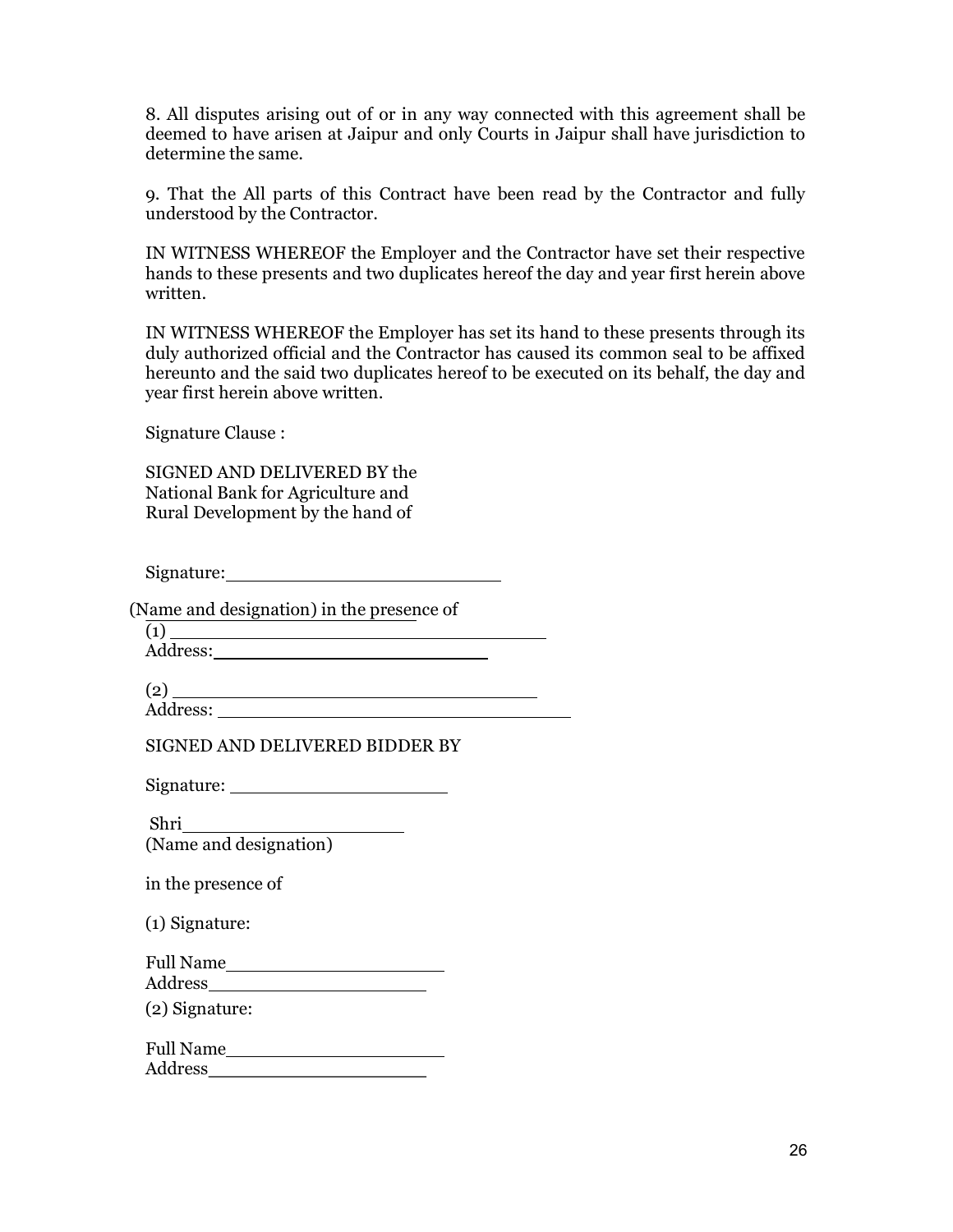8. All disputes arising out of or in any way connected with this agreement shall be deemed to have arisen at Jaipur and only Courts in Jaipur shall have jurisdiction to determine the same.

9. That the All parts of this Contract have been read by the Contractor and fully understood by the Contractor.

IN WITNESS WHEREOF the Employer and the Contractor have set their respective hands to these presents and two duplicates hereof the day and year first herein above written.

IN WITNESS WHEREOF the Employer has set its hand to these presents through its duly authorized official and the Contractor has caused its common seal to be affixed hereunto and the said two duplicates hereof to be executed on its behalf, the day and year first herein above written.

Signature Clause :

SIGNED AND DELIVERED BY the National Bank for Agriculture and Rural Development by the hand of

Signature: ______________________

(Name and designation) in the presence of

(1) ______________________________
Address: ______________________

(2) ______________________________
Address: ______________________________

SIGNED AND DELIVERED BIDDER BY

Signature: ____________________

Shri ____________________
(Name and designation)

in the presence of

(1) Signature:

Full Name ____________________
Address ____________________

(2) Signature:

Full Name ____________________
Address ____________________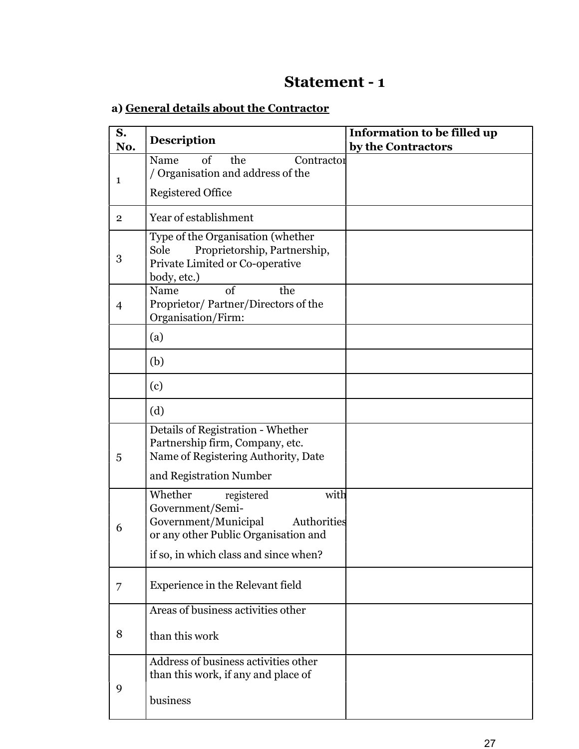# Statement - 1

**a) General details about the Contractor**

| S. No. | Description | Information to be filled up by the Contractors |
|---|---|---|
| 1 | Name of the Contractor / Organisation and address of the Registered Office | |
| 2 | Year of establishment | |
| 3 | Type of the Organisation (whether Sole Proprietorship, Partnership, Private Limited or Co-operative body, etc.) | |
| 4 | Name of the Proprietor/ Partner/Directors of the Organisation/Firm: | |
| | (a) | |
| | (b) | |
| | (c) | |
| | (d) | |
| 5 | Details of Registration - Whether Partnership firm, Company, etc. Name of Registering Authority, Date and Registration Number | |
| 6 | Whether registered with Government/Semi-Government/Municipal Authorities or any other Public Organisation and if so, in which class and since when? | |
| 7 | Experience in the Relevant field | |
| 8 | Areas of business activities other than this work | |
| 9 | Address of business activities other than this work, if any and place of business | |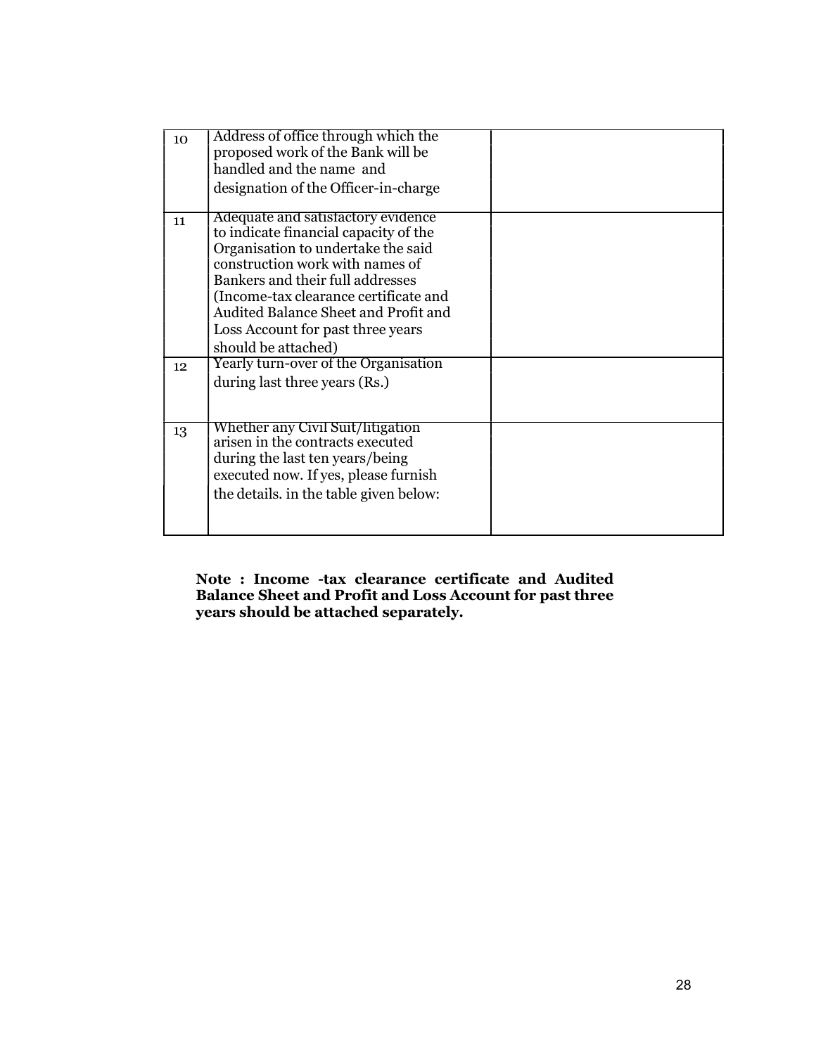| | | |
|---|---|---|
| 10 | Address of office through which the proposed work of the Bank will be handled and the name and designation of the Officer-in-charge | |
| 11 | Adequate and satisfactory evidence to indicate financial capacity of the Organisation to undertake the said construction work with names of Bankers and their full addresses (Income-tax clearance certificate and Audited Balance Sheet and Profit and Loss Account for past three years should be attached) | |
| 12 | Yearly turn-over of the Organisation during last three years (Rs.) | |
| 13 | Whether any Civil Suit/litigation arisen in the contracts executed during the last ten years/being executed now. If yes, please furnish the details. in the table given below: | |

**Note : Income -tax clearance certificate and Audited Balance Sheet and Profit and Loss Account for past three years should be attached separately.**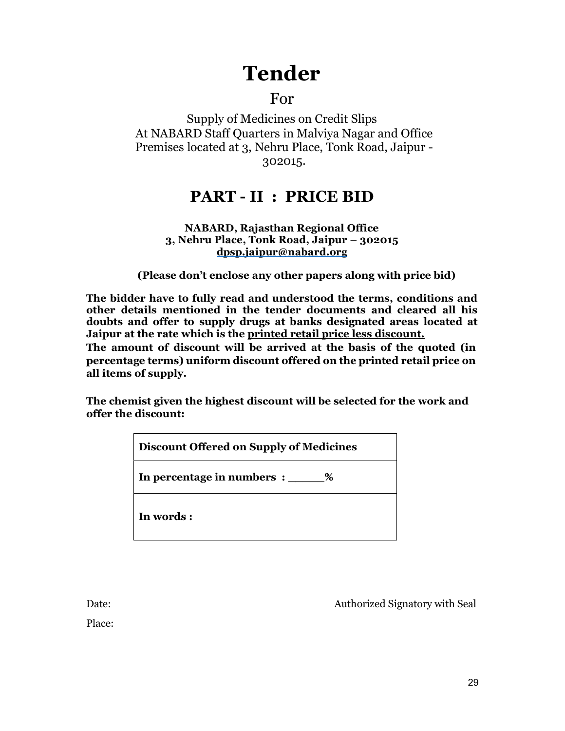# Tender

For

Supply of Medicines on Credit Slips
At NABARD Staff Quarters in Malviya Nagar and Office Premises located at 3, Nehru Place, Tonk Road, Jaipur - 302015.

## PART - II : PRICE BID

**NABARD, Rajasthan Regional Office**
**3, Nehru Place, Tonk Road, Jaipur – 302015**
**dpsp.jaipur@nabard.org**

**(Please don't enclose any other papers along with price bid)**

**The bidder have to fully read and understood the terms, conditions and other details mentioned in the tender documents and cleared all his doubts and offer to supply drugs at banks designated areas located at Jaipur at the rate which is the printed retail price less discount.**
**The amount of discount will be arrived at the basis of the quoted (in percentage terms) uniform discount offered on the printed retail price on all items of supply.**

**The chemist given the highest discount will be selected for the work and offer the discount:**

| **Discount Offered on Supply of Medicines** |
|---|
| **In percentage in numbers : _____%** |
| **In words :** |

Date:

Place:

Authorized Signatory with Seal